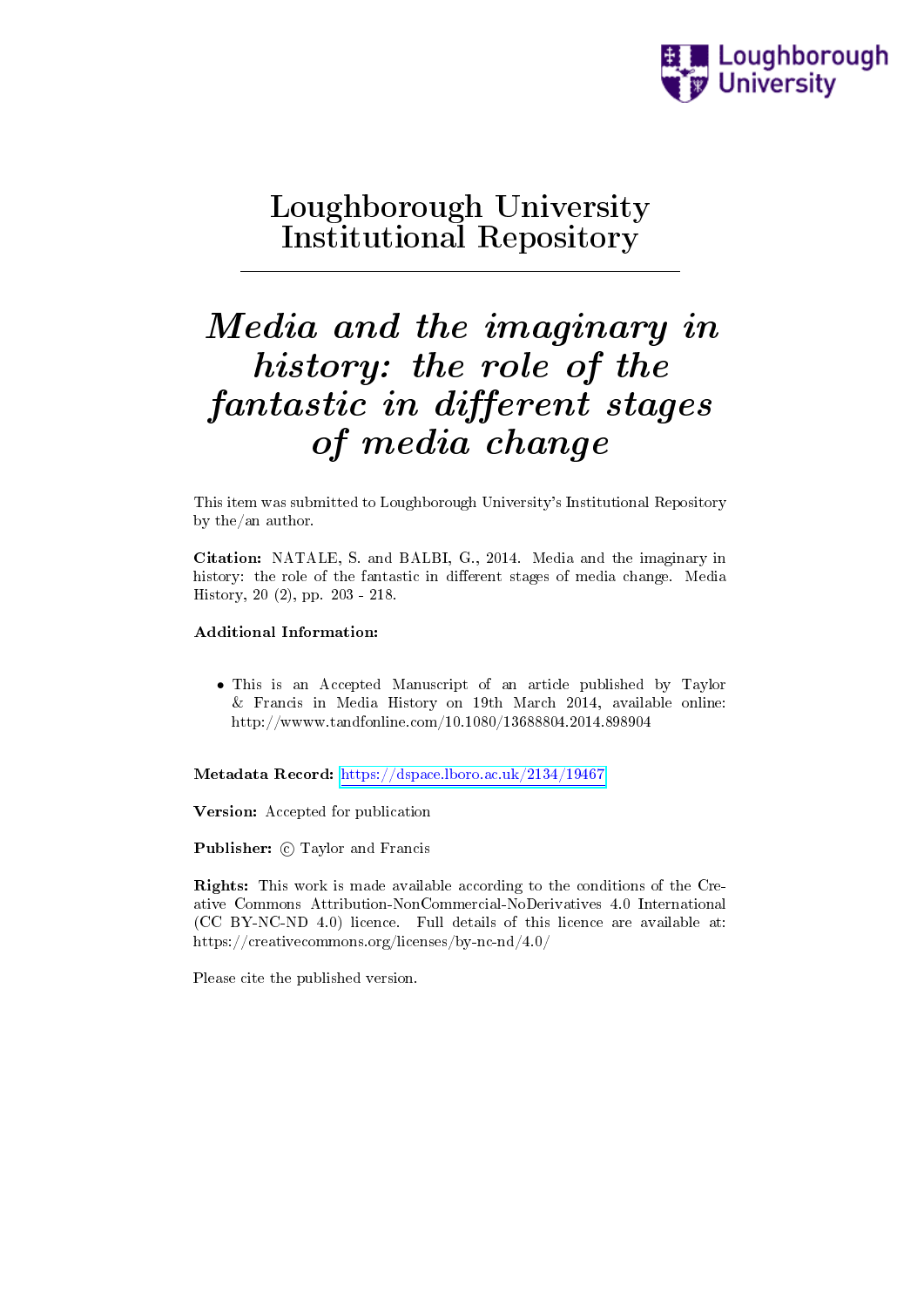# Loughborough University Institutional Repository

## *Media and the imaginary in history: the role of the fantastic in different stages of media change*

This item was submitted to Loughborough University's Institutional Repository by the/an author.

**Citation:** NATALE, S. and BALBI, G., 2014. Media and the imaginary in history: the role of the fantastic in different stages of media change. Media History, 20 (2), pp. 203 - 218.

**Additional Information:**

- This is an Accepted Manuscript of an article published by Taylor & Francis in Media History on 19th March 2014, available online: http://wwww.tandfonline.com/10.1080/13688804.2014.898904

**Metadata Record:** https://dspace.lboro.ac.uk/2134/19467

**Version:** Accepted for publication

**Publisher:** © Taylor and Francis

**Rights:** This work is made available according to the conditions of the Creative Commons Attribution-NonCommercial-NoDerivatives 4.0 International (CC BY-NC-ND 4.0) licence. Full details of this licence are available at: https://creativecommons.org/licenses/by-nc-nd/4.0/

Please cite the published version.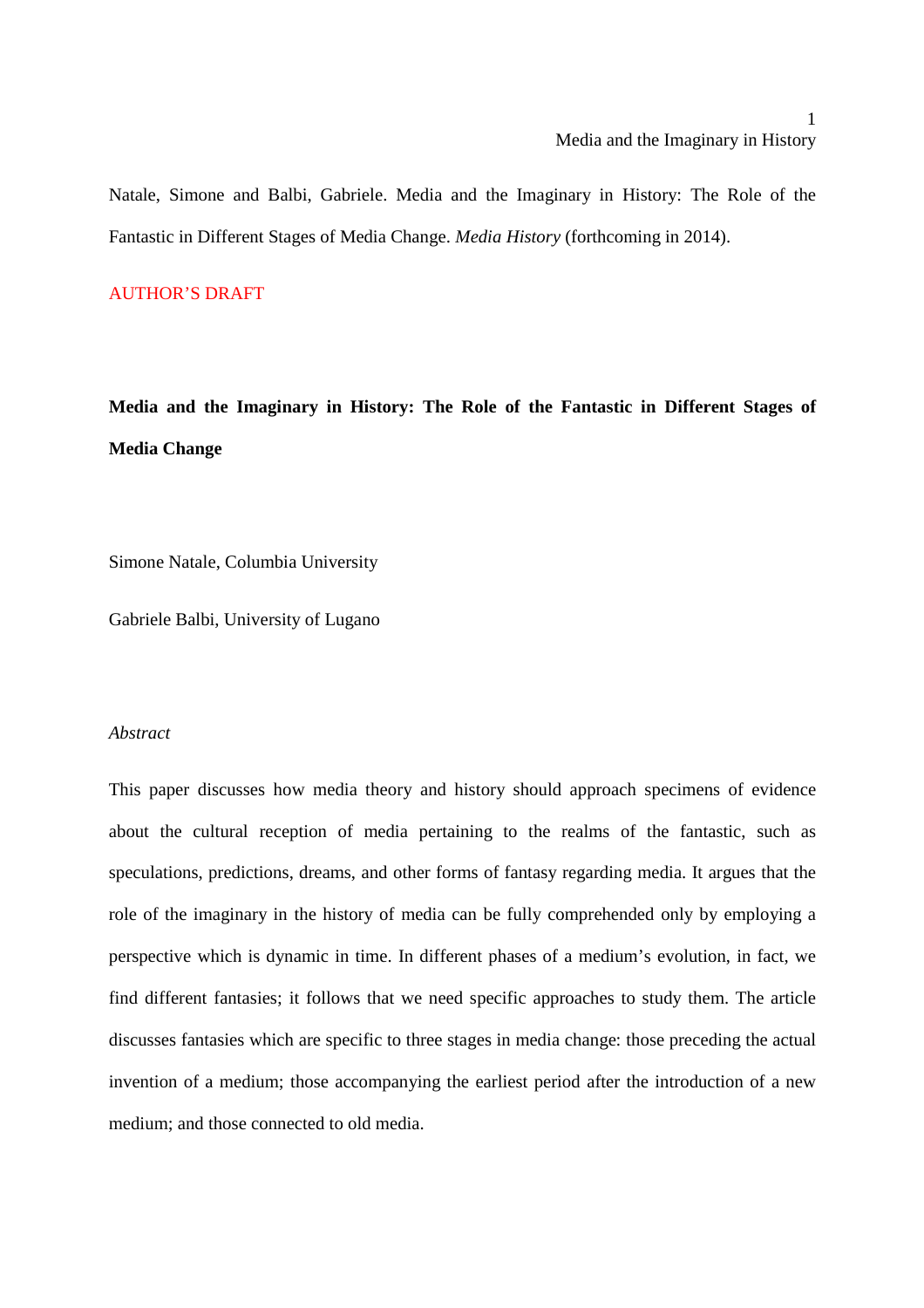Natale, Simone and Balbi, Gabriele. Media and the Imaginary in History: The Role of the Fantastic in Different Stages of Media Change. *Media History* (forthcoming in 2014).

AUTHOR'S DRAFT

# Media and the Imaginary in History: The Role of the Fantastic in Different Stages of Media Change

Simone Natale, Columbia University

Gabriele Balbi, University of Lugano

*Abstract*

This paper discusses how media theory and history should approach specimens of evidence about the cultural reception of media pertaining to the realms of the fantastic, such as speculations, predictions, dreams, and other forms of fantasy regarding media. It argues that the role of the imaginary in the history of media can be fully comprehended only by employing a perspective which is dynamic in time. In different phases of a medium's evolution, in fact, we find different fantasies; it follows that we need specific approaches to study them. The article discusses fantasies which are specific to three stages in media change: those preceding the actual invention of a medium; those accompanying the earliest period after the introduction of a new medium; and those connected to old media.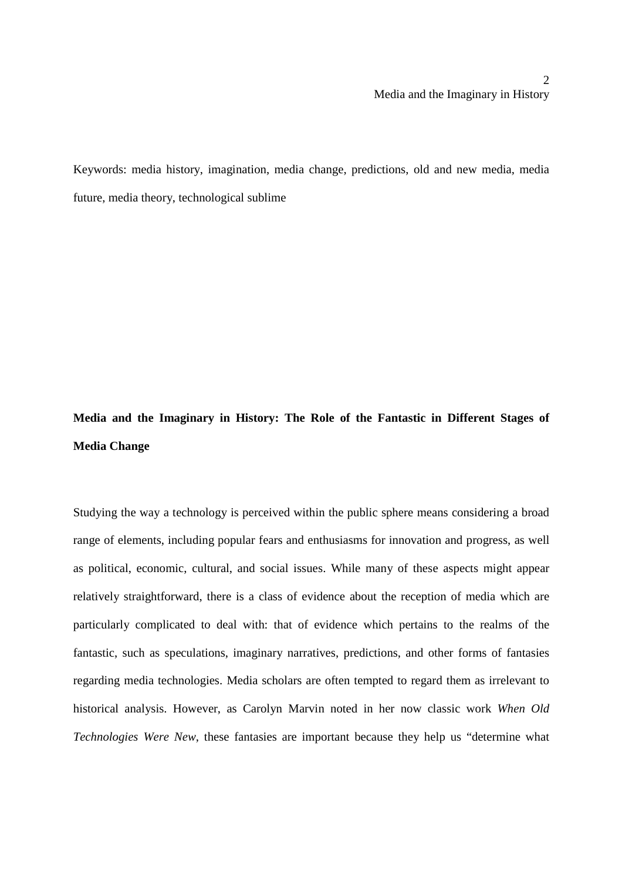Keywords: media history, imagination, media change, predictions, old and new media, media future, media theory, technological sublime

**Media and the Imaginary in History: The Role of the Fantastic in Different Stages of Media Change**

Studying the way a technology is perceived within the public sphere means considering a broad range of elements, including popular fears and enthusiasms for innovation and progress, as well as political, economic, cultural, and social issues. While many of these aspects might appear relatively straightforward, there is a class of evidence about the reception of media which are particularly complicated to deal with: that of evidence which pertains to the realms of the fantastic, such as speculations, imaginary narratives, predictions, and other forms of fantasies regarding media technologies. Media scholars are often tempted to regard them as irrelevant to historical analysis. However, as Carolyn Marvin noted in her now classic work *When Old Technologies Were New*, these fantasies are important because they help us "determine what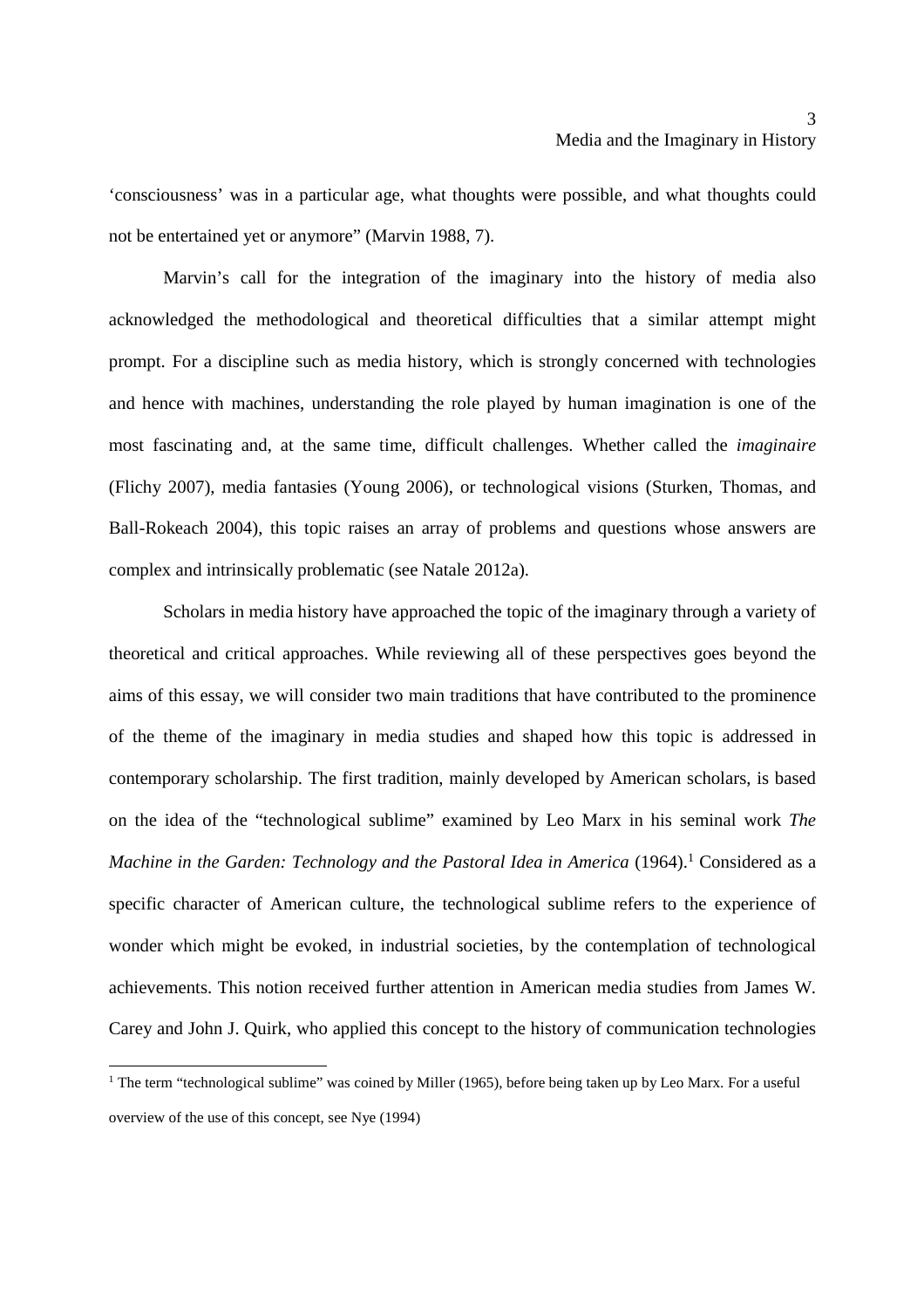'consciousness' was in a particular age, what thoughts were possible, and what thoughts could not be entertained yet or anymore" (Marvin 1988, 7).

Marvin's call for the integration of the imaginary into the history of media also acknowledged the methodological and theoretical difficulties that a similar attempt might prompt. For a discipline such as media history, which is strongly concerned with technologies and hence with machines, understanding the role played by human imagination is one of the most fascinating and, at the same time, difficult challenges. Whether called the *imaginaire* (Flichy 2007), media fantasies (Young 2006), or technological visions (Sturken, Thomas, and Ball-Rokeach 2004), this topic raises an array of problems and questions whose answers are complex and intrinsically problematic (see Natale 2012a).

Scholars in media history have approached the topic of the imaginary through a variety of theoretical and critical approaches. While reviewing all of these perspectives goes beyond the aims of this essay, we will consider two main traditions that have contributed to the prominence of the theme of the imaginary in media studies and shaped how this topic is addressed in contemporary scholarship. The first tradition, mainly developed by American scholars, is based on the idea of the "technological sublime" examined by Leo Marx in his seminal work *The Machine in the Garden: Technology and the Pastoral Idea in America* (1964).[1] Considered as a specific character of American culture, the technological sublime refers to the experience of wonder which might be evoked, in industrial societies, by the contemplation of technological achievements. This notion received further attention in American media studies from James W. Carey and John J. Quirk, who applied this concept to the history of communication technologies

[1] The term "technological sublime" was coined by Miller (1965), before being taken up by Leo Marx. For a useful overview of the use of this concept, see Nye (1994)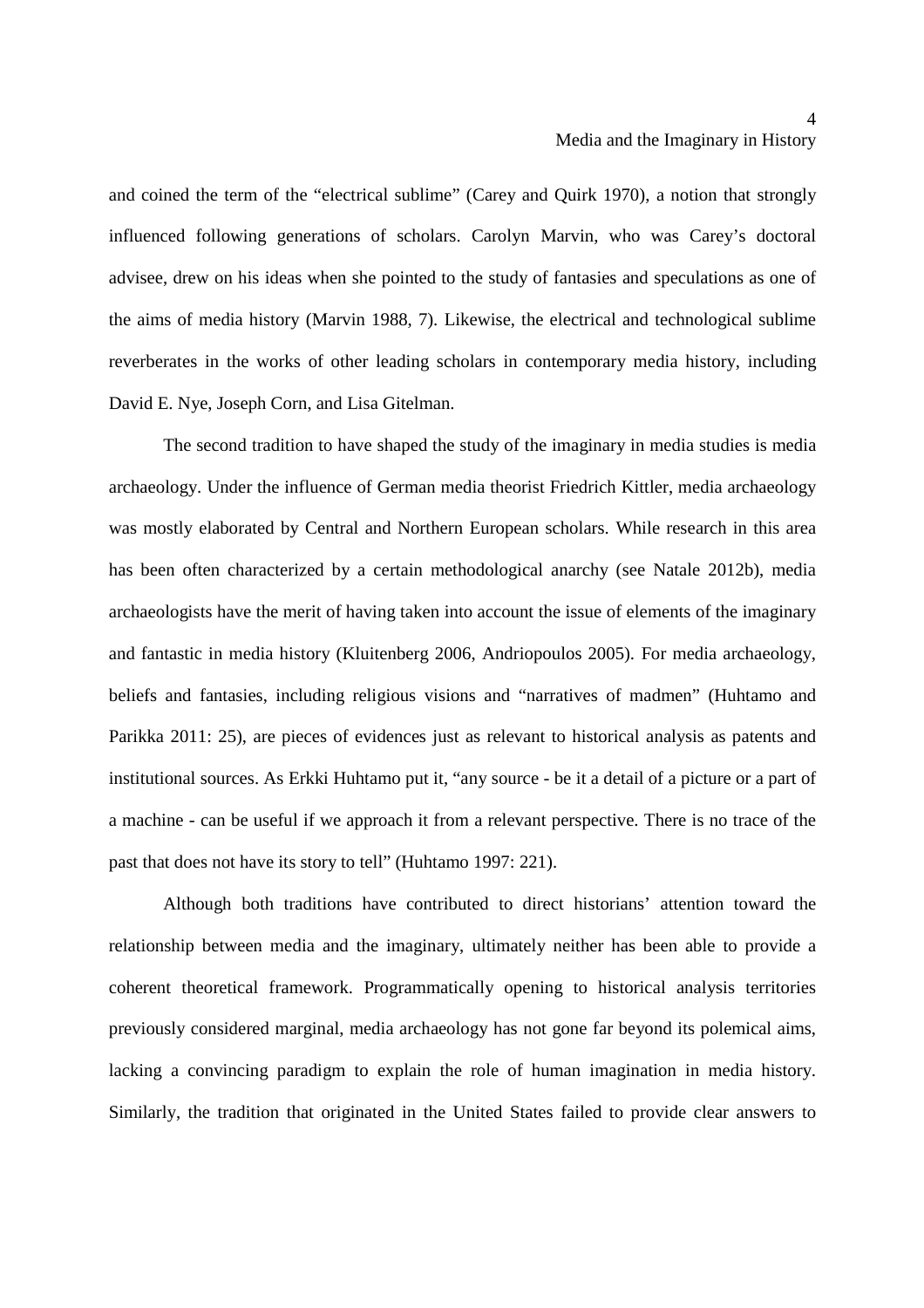and coined the term of the "electrical sublime" (Carey and Quirk 1970), a notion that strongly influenced following generations of scholars. Carolyn Marvin, who was Carey's doctoral advisee, drew on his ideas when she pointed to the study of fantasies and speculations as one of the aims of media history (Marvin 1988, 7). Likewise, the electrical and technological sublime reverberates in the works of other leading scholars in contemporary media history, including David E. Nye, Joseph Corn, and Lisa Gitelman.

The second tradition to have shaped the study of the imaginary in media studies is media archaeology. Under the influence of German media theorist Friedrich Kittler, media archaeology was mostly elaborated by Central and Northern European scholars. While research in this area has been often characterized by a certain methodological anarchy (see Natale 2012b), media archaeologists have the merit of having taken into account the issue of elements of the imaginary and fantastic in media history (Kluitenberg 2006, Andriopoulos 2005). For media archaeology, beliefs and fantasies, including religious visions and "narratives of madmen" (Huhtamo and Parikka 2011: 25), are pieces of evidences just as relevant to historical analysis as patents and institutional sources. As Erkki Huhtamo put it, "any source - be it a detail of a picture or a part of a machine - can be useful if we approach it from a relevant perspective. There is no trace of the past that does not have its story to tell" (Huhtamo 1997: 221).

Although both traditions have contributed to direct historians' attention toward the relationship between media and the imaginary, ultimately neither has been able to provide a coherent theoretical framework. Programmatically opening to historical analysis territories previously considered marginal, media archaeology has not gone far beyond its polemical aims, lacking a convincing paradigm to explain the role of human imagination in media history. Similarly, the tradition that originated in the United States failed to provide clear answers to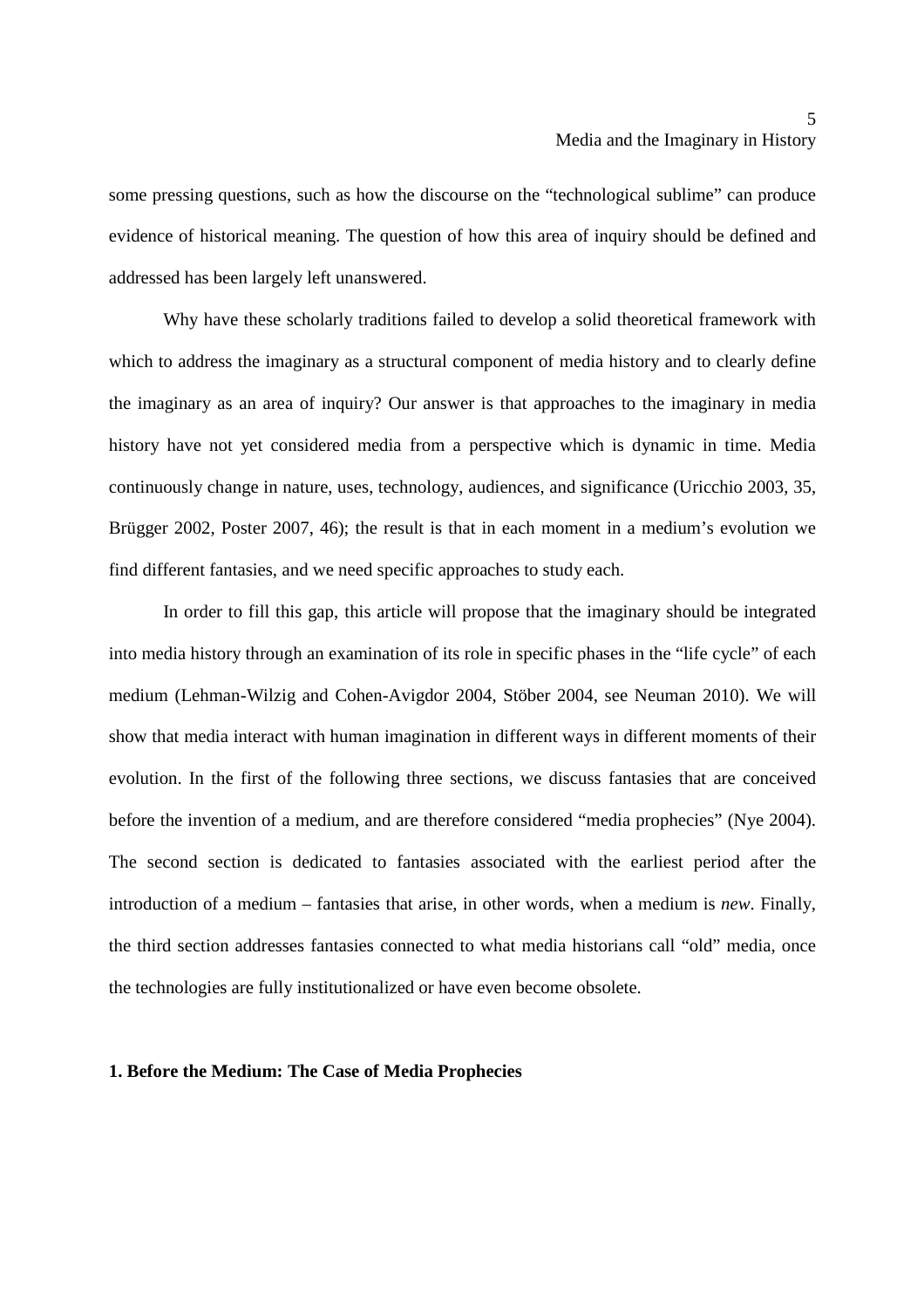some pressing questions, such as how the discourse on the "technological sublime" can produce evidence of historical meaning. The question of how this area of inquiry should be defined and addressed has been largely left unanswered.

Why have these scholarly traditions failed to develop a solid theoretical framework with which to address the imaginary as a structural component of media history and to clearly define the imaginary as an area of inquiry? Our answer is that approaches to the imaginary in media history have not yet considered media from a perspective which is dynamic in time. Media continuously change in nature, uses, technology, audiences, and significance (Uricchio 2003, 35, Brügger 2002, Poster 2007, 46); the result is that in each moment in a medium's evolution we find different fantasies, and we need specific approaches to study each.

In order to fill this gap, this article will propose that the imaginary should be integrated into media history through an examination of its role in specific phases in the "life cycle" of each medium (Lehman-Wilzig and Cohen-Avigdor 2004, Stöber 2004, see Neuman 2010). We will show that media interact with human imagination in different ways in different moments of their evolution. In the first of the following three sections, we discuss fantasies that are conceived before the invention of a medium, and are therefore considered "media prophecies" (Nye 2004). The second section is dedicated to fantasies associated with the earliest period after the introduction of a medium – fantasies that arise, in other words, when a medium is *new*. Finally, the third section addresses fantasies connected to what media historians call "old" media, once the technologies are fully institutionalized or have even become obsolete.

## 1. Before the Medium: The Case of Media Prophecies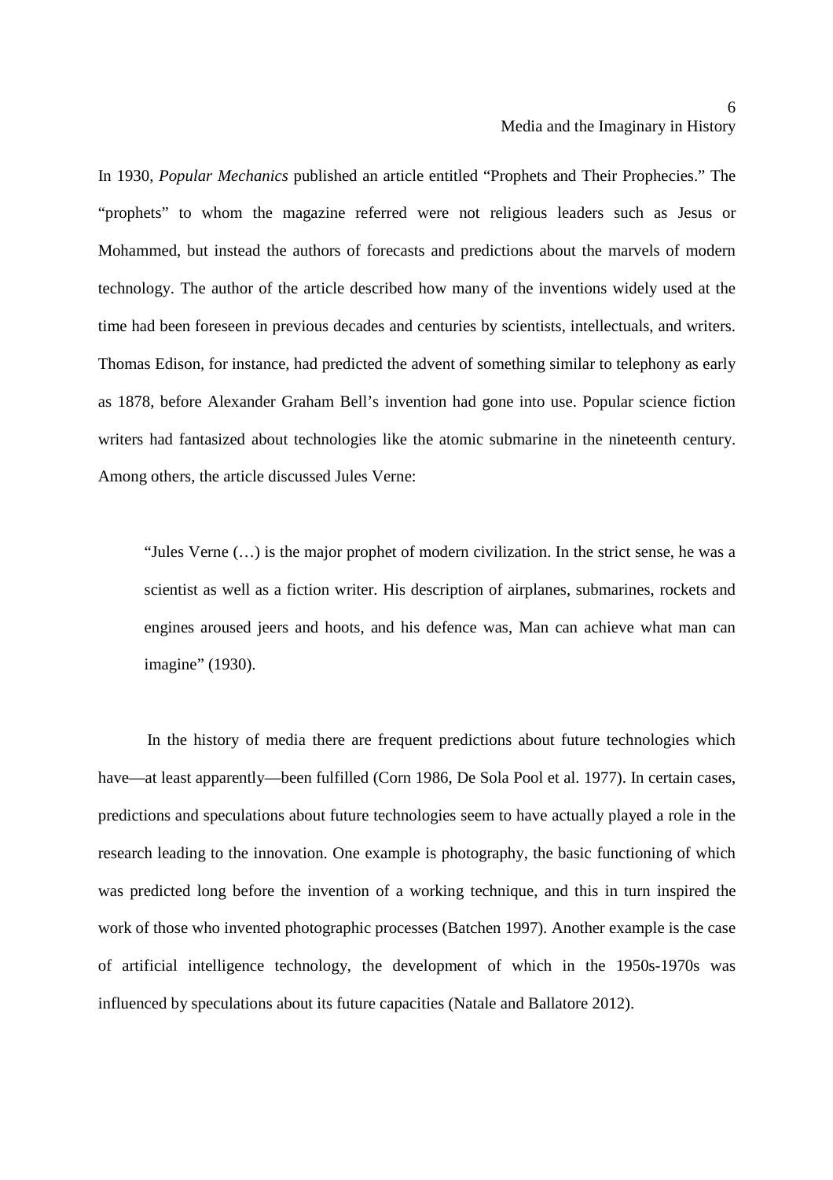In 1930, *Popular Mechanics* published an article entitled “Prophets and Their Prophecies.” The “prophets” to whom the magazine referred were not religious leaders such as Jesus or Mohammed, but instead the authors of forecasts and predictions about the marvels of modern technology. The author of the article described how many of the inventions widely used at the time had been foreseen in previous decades and centuries by scientists, intellectuals, and writers. Thomas Edison, for instance, had predicted the advent of something similar to telephony as early as 1878, before Alexander Graham Bell’s invention had gone into use. Popular science fiction writers had fantasized about technologies like the atomic submarine in the nineteenth century. Among others, the article discussed Jules Verne:

> “Jules Verne (…) is the major prophet of modern civilization. In the strict sense, he was a scientist as well as a fiction writer. His description of airplanes, submarines, rockets and engines aroused jeers and hoots, and his defence was, Man can achieve what man can imagine” (1930).

In the history of media there are frequent predictions about future technologies which have—at least apparently—been fulfilled (Corn 1986, De Sola Pool et al. 1977). In certain cases, predictions and speculations about future technologies seem to have actually played a role in the research leading to the innovation. One example is photography, the basic functioning of which was predicted long before the invention of a working technique, and this in turn inspired the work of those who invented photographic processes (Batchen 1997). Another example is the case of artificial intelligence technology, the development of which in the 1950s-1970s was influenced by speculations about its future capacities (Natale and Ballatore 2012).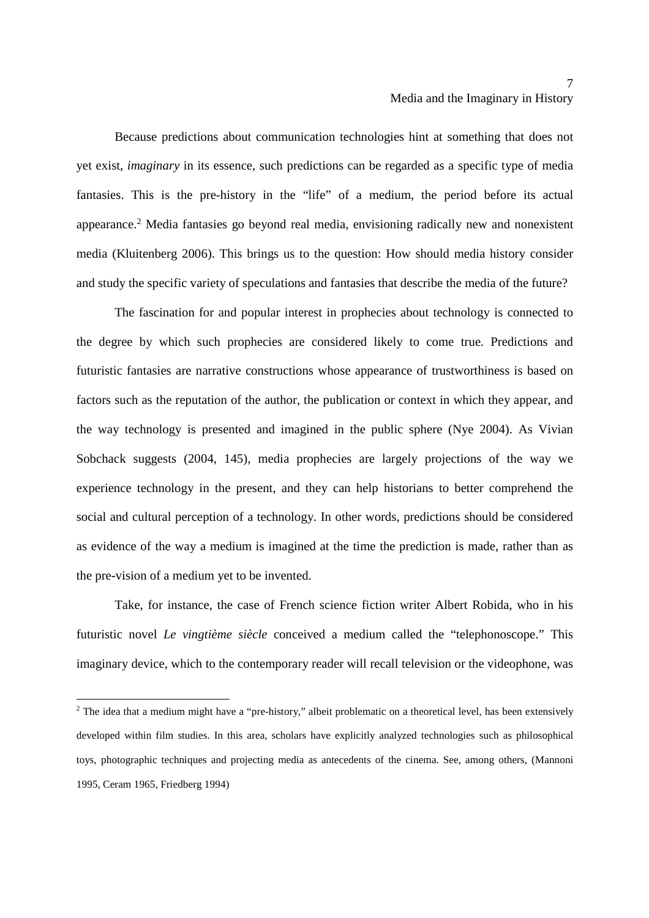Because predictions about communication technologies hint at something that does not yet exist, *imaginary* in its essence, such predictions can be regarded as a specific type of media fantasies. This is the pre-history in the "life" of a medium, the period before its actual appearance.[2] Media fantasies go beyond real media, envisioning radically new and nonexistent media (Kluitenberg 2006). This brings us to the question: How should media history consider and study the specific variety of speculations and fantasies that describe the media of the future?

The fascination for and popular interest in prophecies about technology is connected to the degree by which such prophecies are considered likely to come true. Predictions and futuristic fantasies are narrative constructions whose appearance of trustworthiness is based on factors such as the reputation of the author, the publication or context in which they appear, and the way technology is presented and imagined in the public sphere (Nye 2004). As Vivian Sobchack suggests (2004, 145), media prophecies are largely projections of the way we experience technology in the present, and they can help historians to better comprehend the social and cultural perception of a technology. In other words, predictions should be considered as evidence of the way a medium is imagined at the time the prediction is made, rather than as the pre-vision of a medium yet to be invented.

Take, for instance, the case of French science fiction writer Albert Robida, who in his futuristic novel *Le vingtième siècle* conceived a medium called the "telephonoscope." This imaginary device, which to the contemporary reader will recall television or the videophone, was

[2] The idea that a medium might have a "pre-history," albeit problematic on a theoretical level, has been extensively developed within film studies. In this area, scholars have explicitly analyzed technologies such as philosophical toys, photographic techniques and projecting media as antecedents of the cinema. See, among others, (Mannoni 1995, Ceram 1965, Friedberg 1994)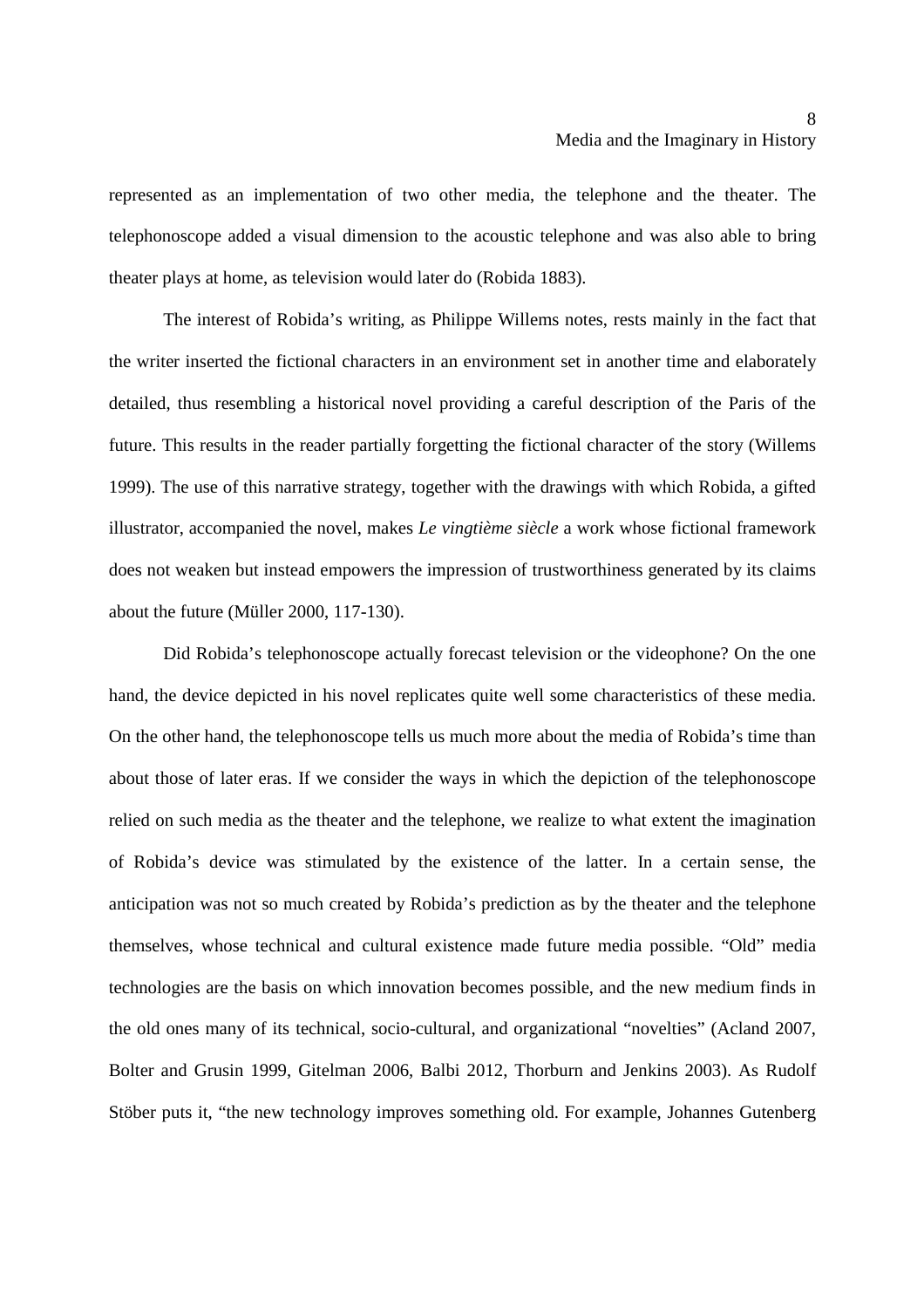represented as an implementation of two other media, the telephone and the theater. The telephonoscope added a visual dimension to the acoustic telephone and was also able to bring theater plays at home, as television would later do (Robida 1883).

The interest of Robida's writing, as Philippe Willems notes, rests mainly in the fact that the writer inserted the fictional characters in an environment set in another time and elaborately detailed, thus resembling a historical novel providing a careful description of the Paris of the future. This results in the reader partially forgetting the fictional character of the story (Willems 1999). The use of this narrative strategy, together with the drawings with which Robida, a gifted illustrator, accompanied the novel, makes *Le vingtième siècle* a work whose fictional framework does not weaken but instead empowers the impression of trustworthiness generated by its claims about the future (Müller 2000, 117-130).

Did Robida's telephonoscope actually forecast television or the videophone? On the one hand, the device depicted in his novel replicates quite well some characteristics of these media. On the other hand, the telephonoscope tells us much more about the media of Robida's time than about those of later eras. If we consider the ways in which the depiction of the telephonoscope relied on such media as the theater and the telephone, we realize to what extent the imagination of Robida's device was stimulated by the existence of the latter. In a certain sense, the anticipation was not so much created by Robida's prediction as by the theater and the telephone themselves, whose technical and cultural existence made future media possible. "Old" media technologies are the basis on which innovation becomes possible, and the new medium finds in the old ones many of its technical, socio-cultural, and organizational "novelties" (Acland 2007, Bolter and Grusin 1999, Gitelman 2006, Balbi 2012, Thorburn and Jenkins 2003). As Rudolf Stöber puts it, "the new technology improves something old. For example, Johannes Gutenberg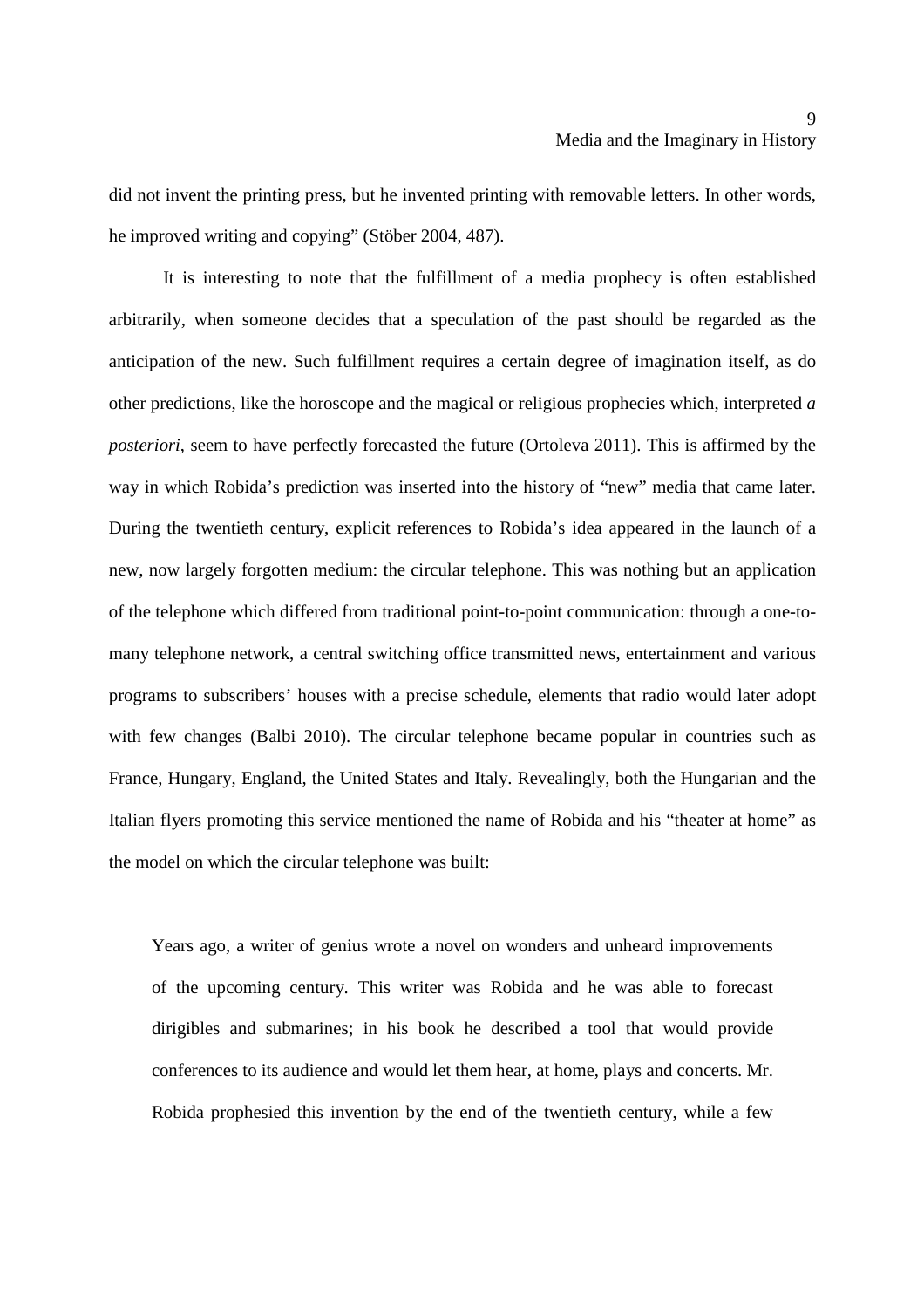did not invent the printing press, but he invented printing with removable letters. In other words, he improved writing and copying" (Stöber 2004, 487).

It is interesting to note that the fulfillment of a media prophecy is often established arbitrarily, when someone decides that a speculation of the past should be regarded as the anticipation of the new. Such fulfillment requires a certain degree of imagination itself, as do other predictions, like the horoscope and the magical or religious prophecies which, interpreted *a posteriori*, seem to have perfectly forecasted the future (Ortoleva 2011). This is affirmed by the way in which Robida's prediction was inserted into the history of "new" media that came later. During the twentieth century, explicit references to Robida's idea appeared in the launch of a new, now largely forgotten medium: the circular telephone. This was nothing but an application of the telephone which differed from traditional point-to-point communication: through a one-to-many telephone network, a central switching office transmitted news, entertainment and various programs to subscribers' houses with a precise schedule, elements that radio would later adopt with few changes (Balbi 2010). The circular telephone became popular in countries such as France, Hungary, England, the United States and Italy. Revealingly, both the Hungarian and the Italian flyers promoting this service mentioned the name of Robida and his "theater at home" as the model on which the circular telephone was built:

> Years ago, a writer of genius wrote a novel on wonders and unheard improvements of the upcoming century. This writer was Robida and he was able to forecast dirigibles and submarines; in his book he described a tool that would provide conferences to its audience and would let them hear, at home, plays and concerts. Mr. Robida prophesied this invention by the end of the twentieth century, while a few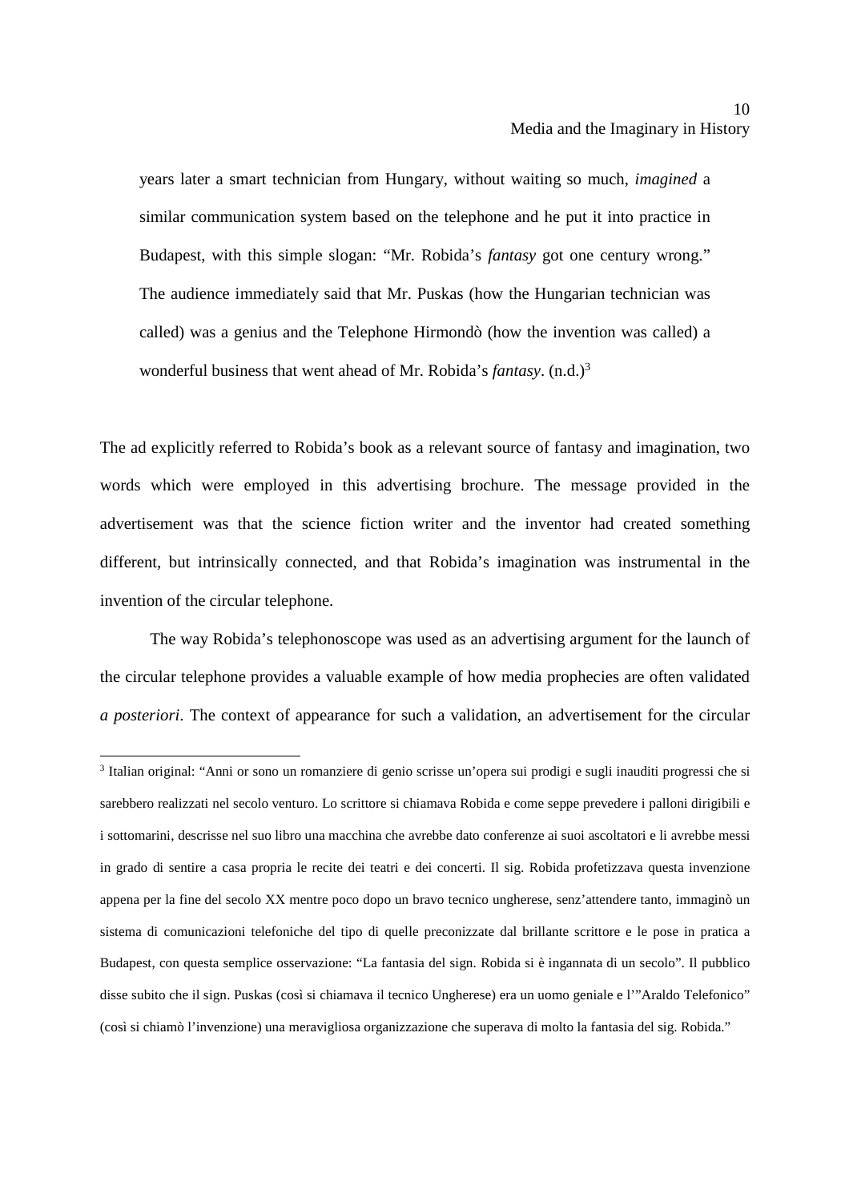years later a smart technician from Hungary, without waiting so much, *imagined* a similar communication system based on the telephone and he put it into practice in Budapest, with this simple slogan: "Mr. Robida's *fantasy* got one century wrong." The audience immediately said that Mr. Puskas (how the Hungarian technician was called) was a genius and the Telephone Hirmondò (how the invention was called) a wonderful business that went ahead of Mr. Robida's *fantasy*. (n.d.)[3]

The ad explicitly referred to Robida's book as a relevant source of fantasy and imagination, two words which were employed in this advertising brochure. The message provided in the advertisement was that the science fiction writer and the inventor had created something different, but intrinsically connected, and that Robida's imagination was instrumental in the invention of the circular telephone.

The way Robida's telephonoscope was used as an advertising argument for the launch of the circular telephone provides a valuable example of how media prophecies are often validated *a posteriori*. The context of appearance for such a validation, an advertisement for the circular

[3] Italian original: "Anni or sono un romanziere di genio scrisse un'opera sui prodigi e sugli inauditi progressi che si sarebbero realizzati nel secolo venturo. Lo scrittore si chiamava Robida e come seppe prevedere i palloni dirigibili e i sottomarini, descrisse nel suo libro una macchina che avrebbe dato conferenze ai suoi ascoltatori e li avrebbe messi in grado di sentire a casa propria le recite dei teatri e dei concerti. Il sig. Robida profetizzava questa invenzione appena per la fine del secolo XX mentre poco dopo un bravo tecnico ungherese, senz'attendere tanto, immaginò un sistema di comunicazioni telefoniche del tipo di quelle preconizzate dal brillante scrittore e le pose in pratica a Budapest, con questa semplice osservazione: "La fantasia del sign. Robida si è ingannata di un secolo". Il pubblico disse subito che il sign. Puskas (così si chiamava il tecnico Ungherese) era un uomo geniale e l'"Araldo Telefonico" (così si chiamò l'invenzione) una meravigliosa organizzazione che superava di molto la fantasia del sig. Robida."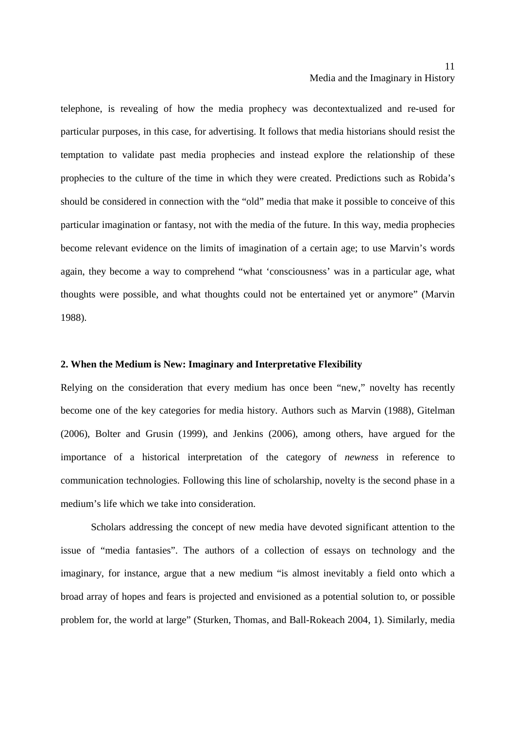telephone, is revealing of how the media prophecy was decontextualized and re-used for particular purposes, in this case, for advertising. It follows that media historians should resist the temptation to validate past media prophecies and instead explore the relationship of these prophecies to the culture of the time in which they were created. Predictions such as Robida's should be considered in connection with the "old" media that make it possible to conceive of this particular imagination or fantasy, not with the media of the future. In this way, media prophecies become relevant evidence on the limits of imagination of a certain age; to use Marvin's words again, they become a way to comprehend "what 'consciousness' was in a particular age, what thoughts were possible, and what thoughts could not be entertained yet or anymore" (Marvin 1988).

## 2. When the Medium is New: Imaginary and Interpretative Flexibility

Relying on the consideration that every medium has once been "new," novelty has recently become one of the key categories for media history. Authors such as Marvin (1988), Gitelman (2006), Bolter and Grusin (1999), and Jenkins (2006), among others, have argued for the importance of a historical interpretation of the category of *newness* in reference to communication technologies. Following this line of scholarship, novelty is the second phase in a medium's life which we take into consideration.

Scholars addressing the concept of new media have devoted significant attention to the issue of "media fantasies". The authors of a collection of essays on technology and the imaginary, for instance, argue that a new medium "is almost inevitably a field onto which a broad array of hopes and fears is projected and envisioned as a potential solution to, or possible problem for, the world at large" (Sturken, Thomas, and Ball-Rokeach 2004, 1). Similarly, media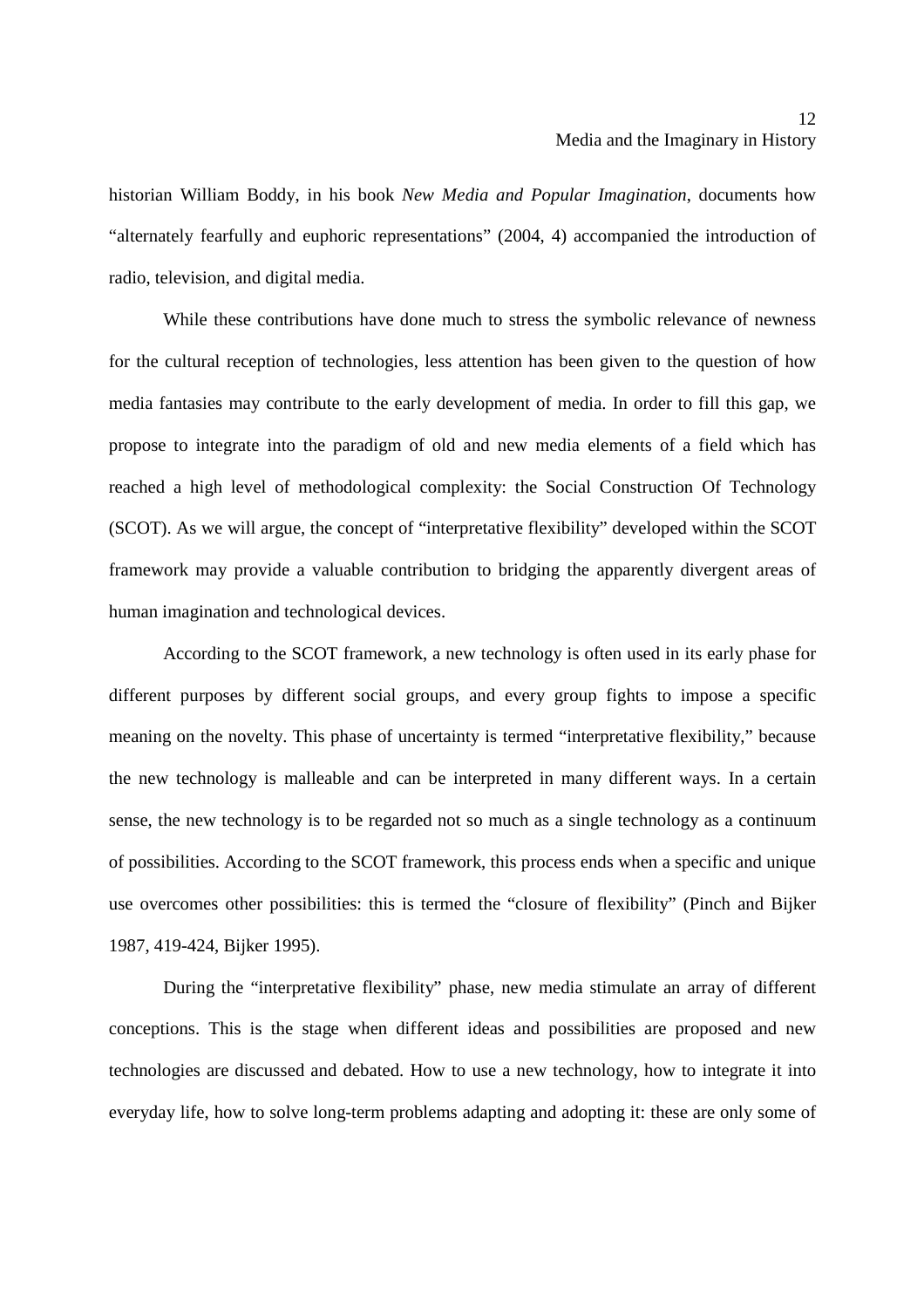historian William Boddy, in his book *New Media and Popular Imagination*, documents how "alternately fearfully and euphoric representations" (2004, 4) accompanied the introduction of radio, television, and digital media.

While these contributions have done much to stress the symbolic relevance of newness for the cultural reception of technologies, less attention has been given to the question of how media fantasies may contribute to the early development of media. In order to fill this gap, we propose to integrate into the paradigm of old and new media elements of a field which has reached a high level of methodological complexity: the Social Construction Of Technology (SCOT). As we will argue, the concept of "interpretative flexibility" developed within the SCOT framework may provide a valuable contribution to bridging the apparently divergent areas of human imagination and technological devices.

According to the SCOT framework, a new technology is often used in its early phase for different purposes by different social groups, and every group fights to impose a specific meaning on the novelty. This phase of uncertainty is termed "interpretative flexibility," because the new technology is malleable and can be interpreted in many different ways. In a certain sense, the new technology is to be regarded not so much as a single technology as a continuum of possibilities. According to the SCOT framework, this process ends when a specific and unique use overcomes other possibilities: this is termed the "closure of flexibility" (Pinch and Bijker 1987, 419-424, Bijker 1995).

During the "interpretative flexibility" phase, new media stimulate an array of different conceptions. This is the stage when different ideas and possibilities are proposed and new technologies are discussed and debated. How to use a new technology, how to integrate it into everyday life, how to solve long-term problems adapting and adopting it: these are only some of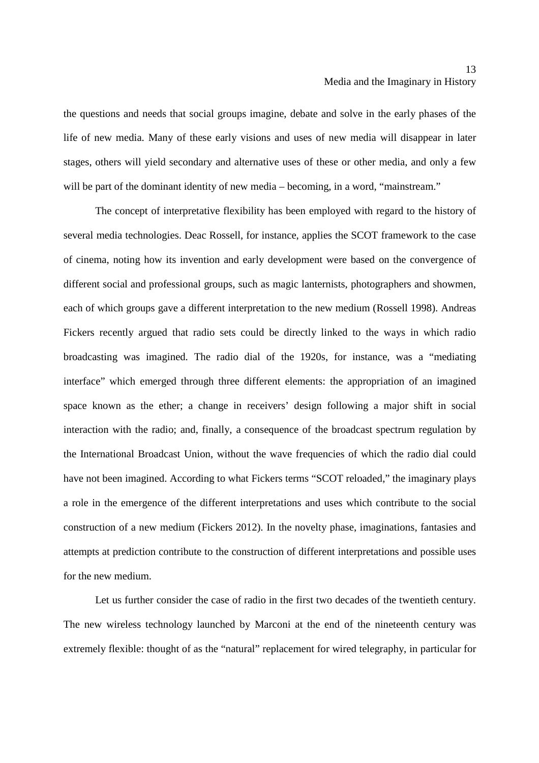the questions and needs that social groups imagine, debate and solve in the early phases of the life of new media. Many of these early visions and uses of new media will disappear in later stages, others will yield secondary and alternative uses of these or other media, and only a few will be part of the dominant identity of new media – becoming, in a word, "mainstream."

The concept of interpretative flexibility has been employed with regard to the history of several media technologies. Deac Rossell, for instance, applies the SCOT framework to the case of cinema, noting how its invention and early development were based on the convergence of different social and professional groups, such as magic lanternists, photographers and showmen, each of which groups gave a different interpretation to the new medium (Rossell 1998). Andreas Fickers recently argued that radio sets could be directly linked to the ways in which radio broadcasting was imagined. The radio dial of the 1920s, for instance, was a "mediating interface" which emerged through three different elements: the appropriation of an imagined space known as the ether; a change in receivers' design following a major shift in social interaction with the radio; and, finally, a consequence of the broadcast spectrum regulation by the International Broadcast Union, without the wave frequencies of which the radio dial could have not been imagined. According to what Fickers terms "SCOT reloaded," the imaginary plays a role in the emergence of the different interpretations and uses which contribute to the social construction of a new medium (Fickers 2012). In the novelty phase, imaginations, fantasies and attempts at prediction contribute to the construction of different interpretations and possible uses for the new medium.

Let us further consider the case of radio in the first two decades of the twentieth century. The new wireless technology launched by Marconi at the end of the nineteenth century was extremely flexible: thought of as the "natural" replacement for wired telegraphy, in particular for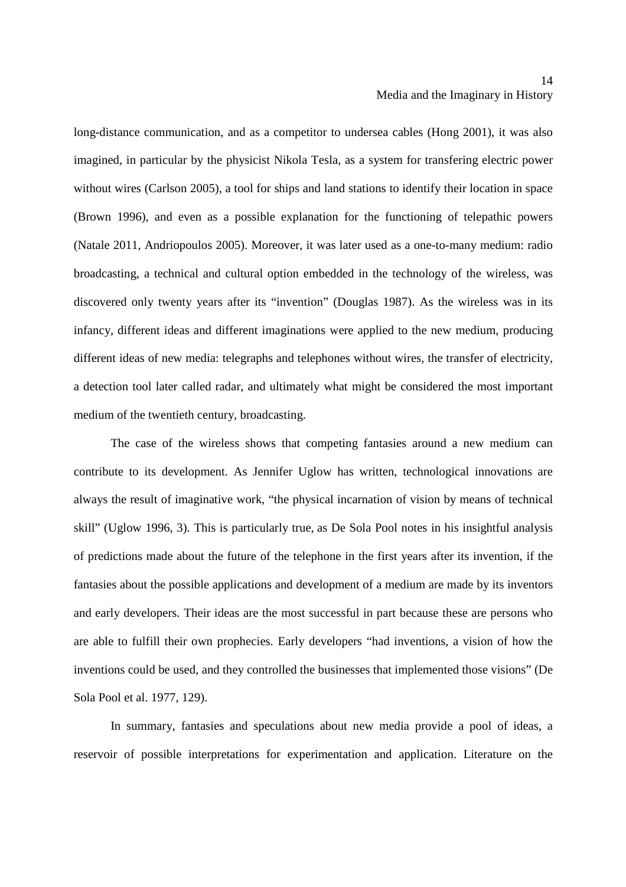long-distance communication, and as a competitor to undersea cables (Hong 2001), it was also imagined, in particular by the physicist Nikola Tesla, as a system for transfering electric power without wires (Carlson 2005), a tool for ships and land stations to identify their location in space (Brown 1996), and even as a possible explanation for the functioning of telepathic powers (Natale 2011, Andriopoulos 2005). Moreover, it was later used as a one-to-many medium: radio broadcasting, a technical and cultural option embedded in the technology of the wireless, was discovered only twenty years after its "invention" (Douglas 1987). As the wireless was in its infancy, different ideas and different imaginations were applied to the new medium, producing different ideas of new media: telegraphs and telephones without wires, the transfer of electricity, a detection tool later called radar, and ultimately what might be considered the most important medium of the twentieth century, broadcasting.

The case of the wireless shows that competing fantasies around a new medium can contribute to its development. As Jennifer Uglow has written, technological innovations are always the result of imaginative work, "the physical incarnation of vision by means of technical skill" (Uglow 1996, 3). This is particularly true, as De Sola Pool notes in his insightful analysis of predictions made about the future of the telephone in the first years after its invention, if the fantasies about the possible applications and development of a medium are made by its inventors and early developers. Their ideas are the most successful in part because these are persons who are able to fulfill their own prophecies. Early developers "had inventions, a vision of how the inventions could be used, and they controlled the businesses that implemented those visions" (De Sola Pool et al. 1977, 129).

In summary, fantasies and speculations about new media provide a pool of ideas, a reservoir of possible interpretations for experimentation and application. Literature on the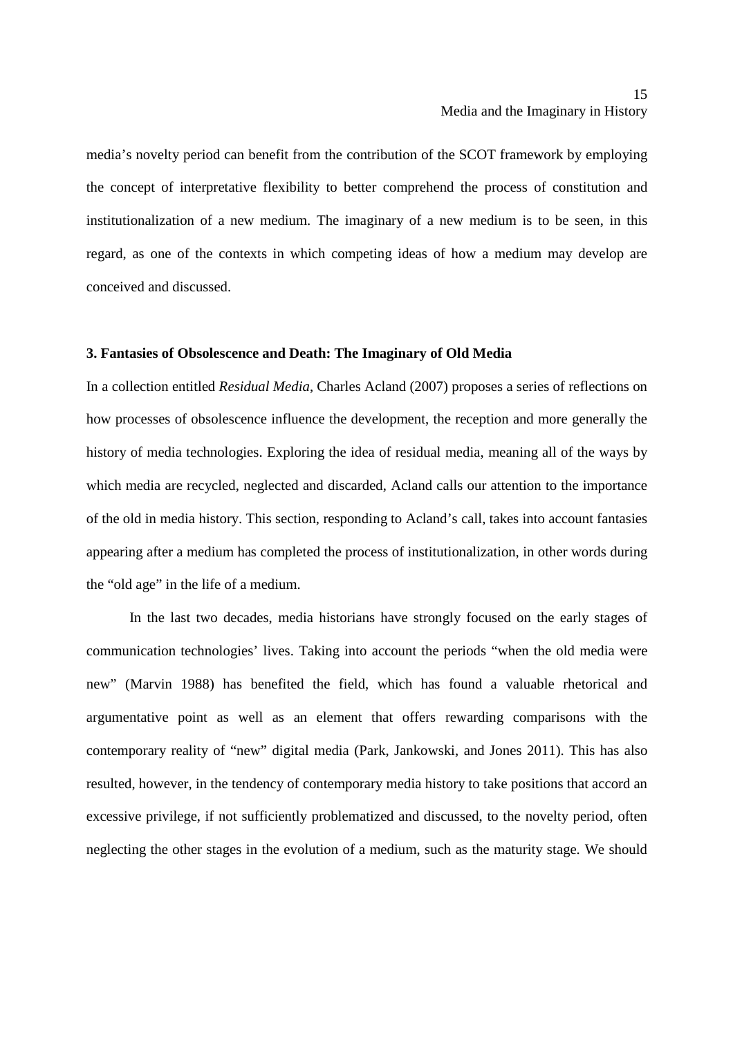media's novelty period can benefit from the contribution of the SCOT framework by employing the concept of interpretative flexibility to better comprehend the process of constitution and institutionalization of a new medium. The imaginary of a new medium is to be seen, in this regard, as one of the contexts in which competing ideas of how a medium may develop are conceived and discussed.

### 3. Fantasies of Obsolescence and Death: The Imaginary of Old Media

In a collection entitled *Residual Media*, Charles Acland (2007) proposes a series of reflections on how processes of obsolescence influence the development, the reception and more generally the history of media technologies. Exploring the idea of residual media, meaning all of the ways by which media are recycled, neglected and discarded, Acland calls our attention to the importance of the old in media history. This section, responding to Acland's call, takes into account fantasies appearing after a medium has completed the process of institutionalization, in other words during the "old age" in the life of a medium.

In the last two decades, media historians have strongly focused on the early stages of communication technologies' lives. Taking into account the periods "when the old media were new" (Marvin 1988) has benefited the field, which has found a valuable rhetorical and argumentative point as well as an element that offers rewarding comparisons with the contemporary reality of "new" digital media (Park, Jankowski, and Jones 2011). This has also resulted, however, in the tendency of contemporary media history to take positions that accord an excessive privilege, if not sufficiently problematized and discussed, to the novelty period, often neglecting the other stages in the evolution of a medium, such as the maturity stage. We should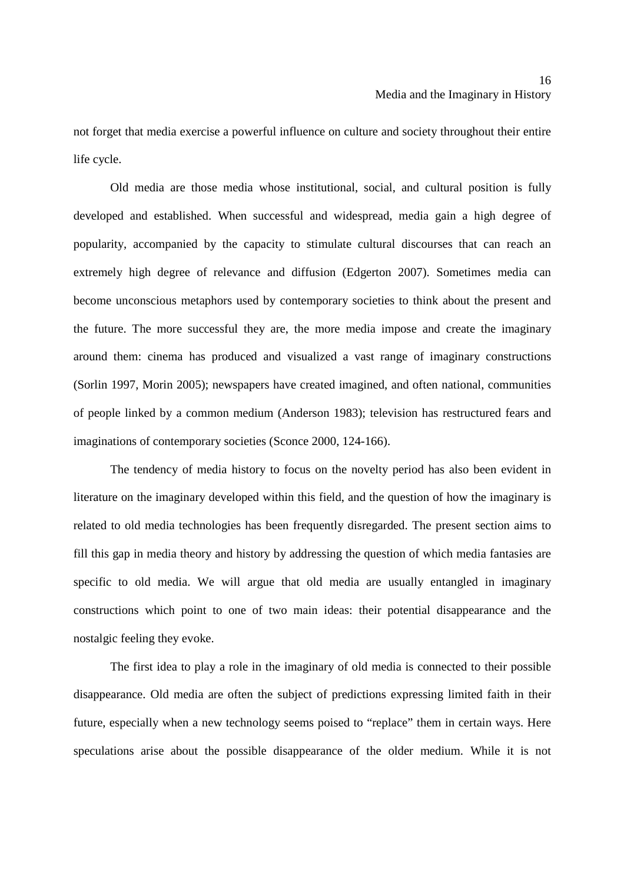not forget that media exercise a powerful influence on culture and society throughout their entire life cycle.

Old media are those media whose institutional, social, and cultural position is fully developed and established. When successful and widespread, media gain a high degree of popularity, accompanied by the capacity to stimulate cultural discourses that can reach an extremely high degree of relevance and diffusion (Edgerton 2007). Sometimes media can become unconscious metaphors used by contemporary societies to think about the present and the future. The more successful they are, the more media impose and create the imaginary around them: cinema has produced and visualized a vast range of imaginary constructions (Sorlin 1997, Morin 2005); newspapers have created imagined, and often national, communities of people linked by a common medium (Anderson 1983); television has restructured fears and imaginations of contemporary societies (Sconce 2000, 124-166).

The tendency of media history to focus on the novelty period has also been evident in literature on the imaginary developed within this field, and the question of how the imaginary is related to old media technologies has been frequently disregarded. The present section aims to fill this gap in media theory and history by addressing the question of which media fantasies are specific to old media. We will argue that old media are usually entangled in imaginary constructions which point to one of two main ideas: their potential disappearance and the nostalgic feeling they evoke.

The first idea to play a role in the imaginary of old media is connected to their possible disappearance. Old media are often the subject of predictions expressing limited faith in their future, especially when a new technology seems poised to "replace" them in certain ways. Here speculations arise about the possible disappearance of the older medium. While it is not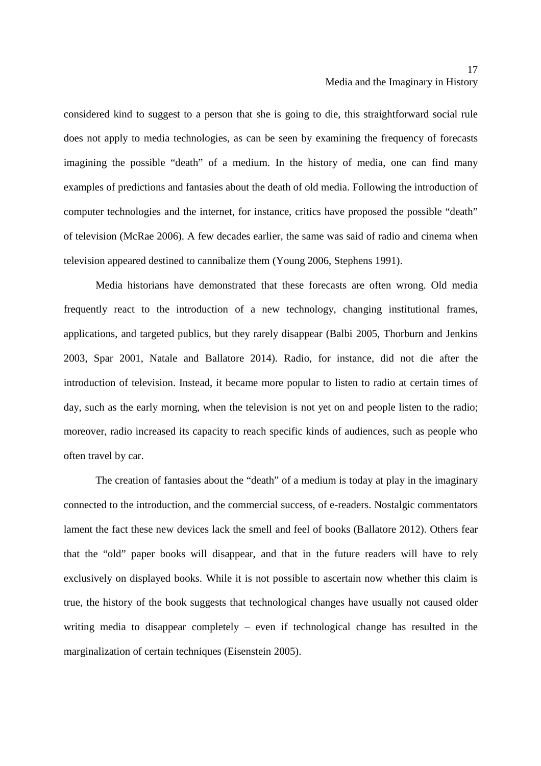considered kind to suggest to a person that she is going to die, this straightforward social rule does not apply to media technologies, as can be seen by examining the frequency of forecasts imagining the possible "death" of a medium. In the history of media, one can find many examples of predictions and fantasies about the death of old media. Following the introduction of computer technologies and the internet, for instance, critics have proposed the possible "death" of television (McRae 2006). A few decades earlier, the same was said of radio and cinema when television appeared destined to cannibalize them (Young 2006, Stephens 1991).

Media historians have demonstrated that these forecasts are often wrong. Old media frequently react to the introduction of a new technology, changing institutional frames, applications, and targeted publics, but they rarely disappear (Balbi 2005, Thorburn and Jenkins 2003, Spar 2001, Natale and Ballatore 2014). Radio, for instance, did not die after the introduction of television. Instead, it became more popular to listen to radio at certain times of day, such as the early morning, when the television is not yet on and people listen to the radio; moreover, radio increased its capacity to reach specific kinds of audiences, such as people who often travel by car.

The creation of fantasies about the "death" of a medium is today at play in the imaginary connected to the introduction, and the commercial success, of e-readers. Nostalgic commentators lament the fact these new devices lack the smell and feel of books (Ballatore 2012). Others fear that the "old" paper books will disappear, and that in the future readers will have to rely exclusively on displayed books. While it is not possible to ascertain now whether this claim is true, the history of the book suggests that technological changes have usually not caused older writing media to disappear completely – even if technological change has resulted in the marginalization of certain techniques (Eisenstein 2005).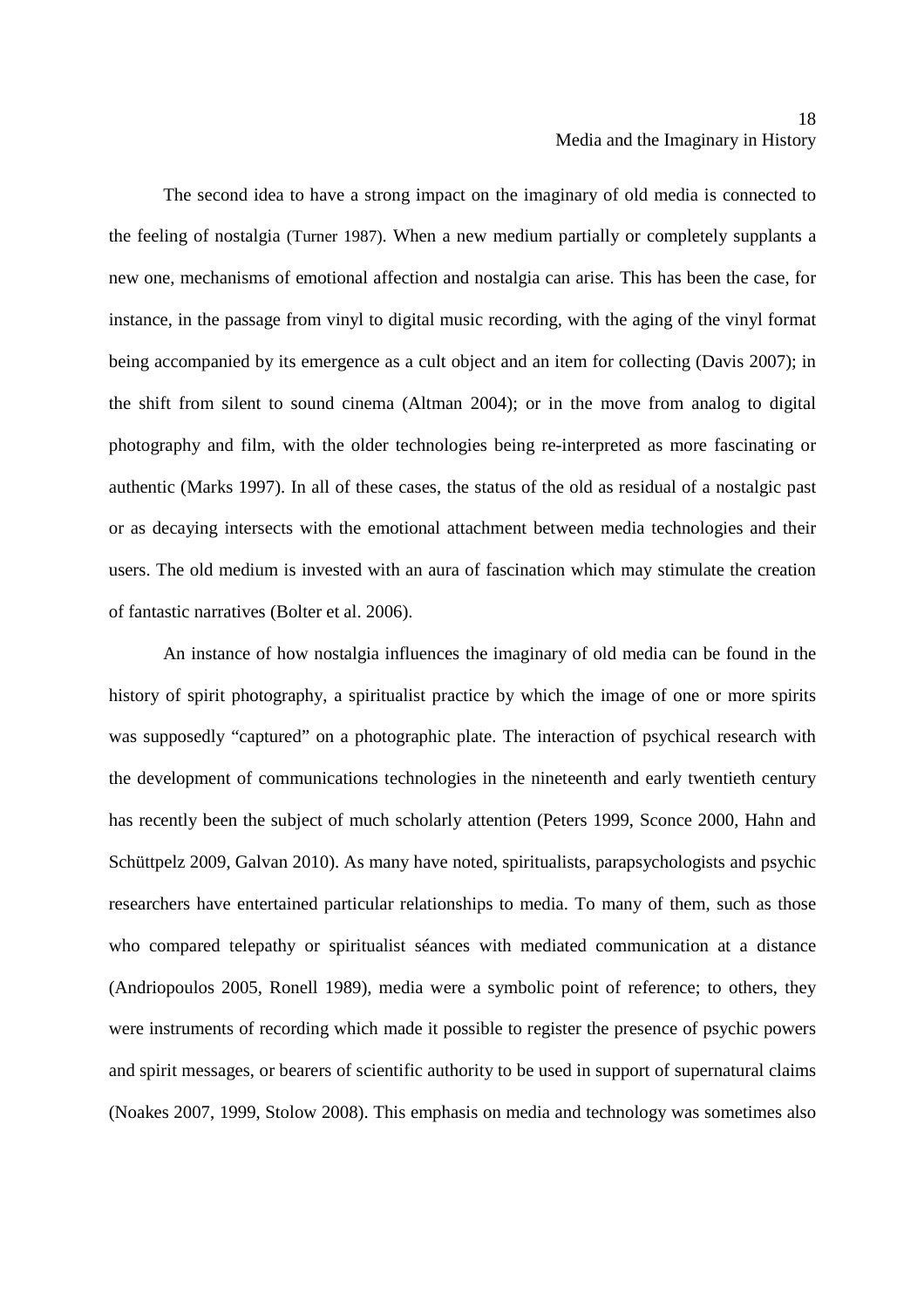The second idea to have a strong impact on the imaginary of old media is connected to the feeling of nostalgia (Turner 1987). When a new medium partially or completely supplants a new one, mechanisms of emotional affection and nostalgia can arise. This has been the case, for instance, in the passage from vinyl to digital music recording, with the aging of the vinyl format being accompanied by its emergence as a cult object and an item for collecting (Davis 2007); in the shift from silent to sound cinema (Altman 2004); or in the move from analog to digital photography and film, with the older technologies being re-interpreted as more fascinating or authentic (Marks 1997). In all of these cases, the status of the old as residual of a nostalgic past or as decaying intersects with the emotional attachment between media technologies and their users. The old medium is invested with an aura of fascination which may stimulate the creation of fantastic narratives (Bolter et al. 2006).

An instance of how nostalgia influences the imaginary of old media can be found in the history of spirit photography, a spiritualist practice by which the image of one or more spirits was supposedly "captured" on a photographic plate. The interaction of psychical research with the development of communications technologies in the nineteenth and early twentieth century has recently been the subject of much scholarly attention (Peters 1999, Sconce 2000, Hahn and Schüttpelz 2009, Galvan 2010). As many have noted, spiritualists, parapsychologists and psychic researchers have entertained particular relationships to media. To many of them, such as those who compared telepathy or spiritualist séances with mediated communication at a distance (Andriopoulos 2005, Ronell 1989), media were a symbolic point of reference; to others, they were instruments of recording which made it possible to register the presence of psychic powers and spirit messages, or bearers of scientific authority to be used in support of supernatural claims (Noakes 2007, 1999, Stolow 2008). This emphasis on media and technology was sometimes also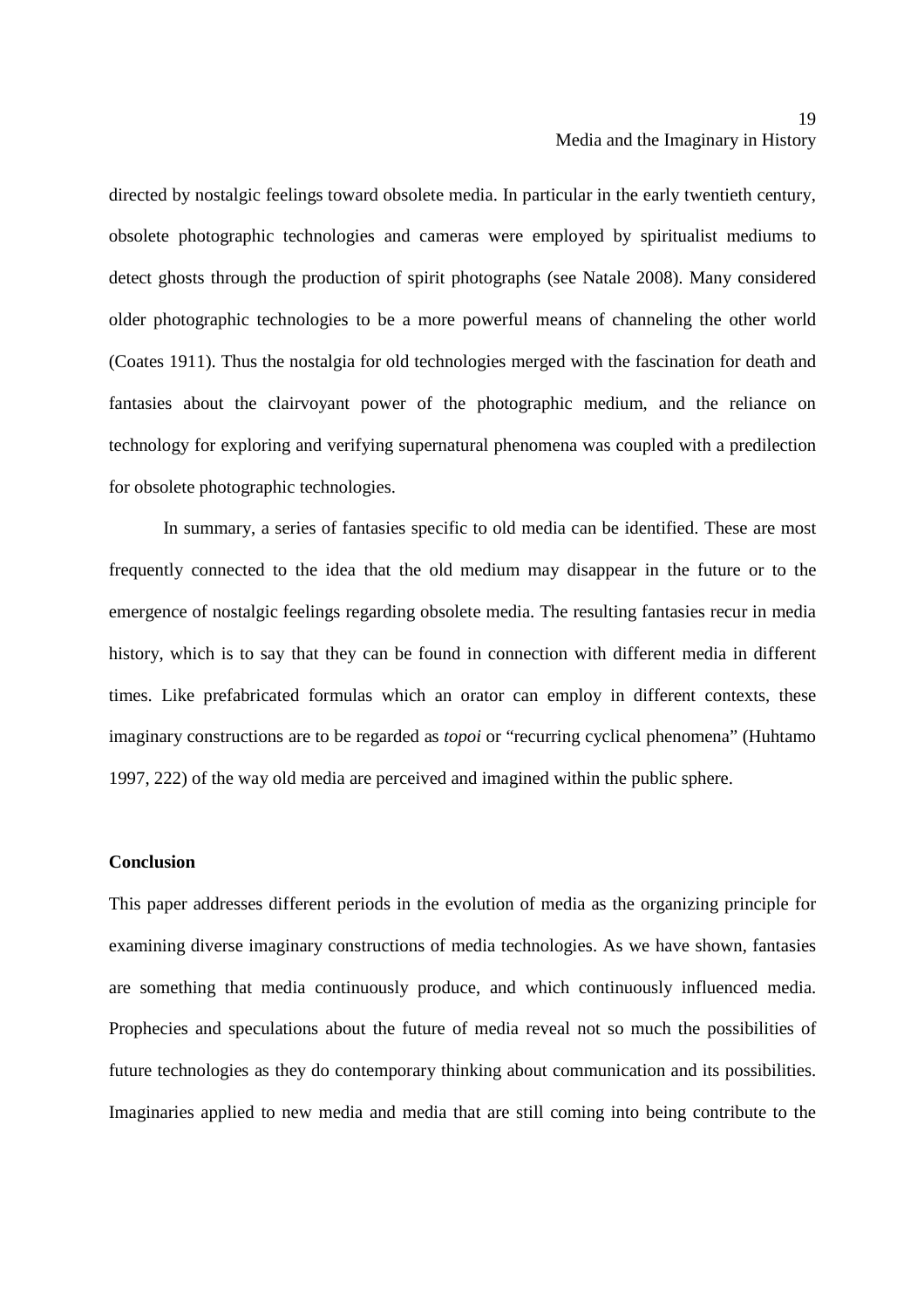directed by nostalgic feelings toward obsolete media. In particular in the early twentieth century, obsolete photographic technologies and cameras were employed by spiritualist mediums to detect ghosts through the production of spirit photographs (see Natale 2008). Many considered older photographic technologies to be a more powerful means of channeling the other world (Coates 1911). Thus the nostalgia for old technologies merged with the fascination for death and fantasies about the clairvoyant power of the photographic medium, and the reliance on technology for exploring and verifying supernatural phenomena was coupled with a predilection for obsolete photographic technologies.

In summary, a series of fantasies specific to old media can be identified. These are most frequently connected to the idea that the old medium may disappear in the future or to the emergence of nostalgic feelings regarding obsolete media. The resulting fantasies recur in media history, which is to say that they can be found in connection with different media in different times. Like prefabricated formulas which an orator can employ in different contexts, these imaginary constructions are to be regarded as *topoi* or "recurring cyclical phenomena" (Huhtamo 1997, 222) of the way old media are perceived and imagined within the public sphere.

**Conclusion**

This paper addresses different periods in the evolution of media as the organizing principle for examining diverse imaginary constructions of media technologies. As we have shown, fantasies are something that media continuously produce, and which continuously influenced media. Prophecies and speculations about the future of media reveal not so much the possibilities of future technologies as they do contemporary thinking about communication and its possibilities. Imaginaries applied to new media and media that are still coming into being contribute to the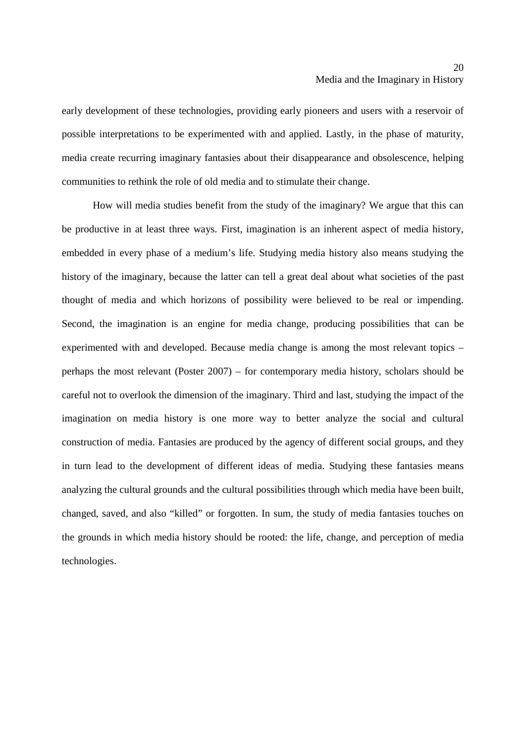early development of these technologies, providing early pioneers and users with a reservoir of possible interpretations to be experimented with and applied. Lastly, in the phase of maturity, media create recurring imaginary fantasies about their disappearance and obsolescence, helping communities to rethink the role of old media and to stimulate their change.

How will media studies benefit from the study of the imaginary? We argue that this can be productive in at least three ways. First, imagination is an inherent aspect of media history, embedded in every phase of a medium's life. Studying media history also means studying the history of the imaginary, because the latter can tell a great deal about what societies of the past thought of media and which horizons of possibility were believed to be real or impending. Second, the imagination is an engine for media change, producing possibilities that can be experimented with and developed. Because media change is among the most relevant topics – perhaps the most relevant (Poster 2007) – for contemporary media history, scholars should be careful not to overlook the dimension of the imaginary. Third and last, studying the impact of the imagination on media history is one more way to better analyze the social and cultural construction of media. Fantasies are produced by the agency of different social groups, and they in turn lead to the development of different ideas of media. Studying these fantasies means analyzing the cultural grounds and the cultural possibilities through which media have been built, changed, saved, and also "killed" or forgotten. In sum, the study of media fantasies touches on the grounds in which media history should be rooted: the life, change, and perception of media technologies.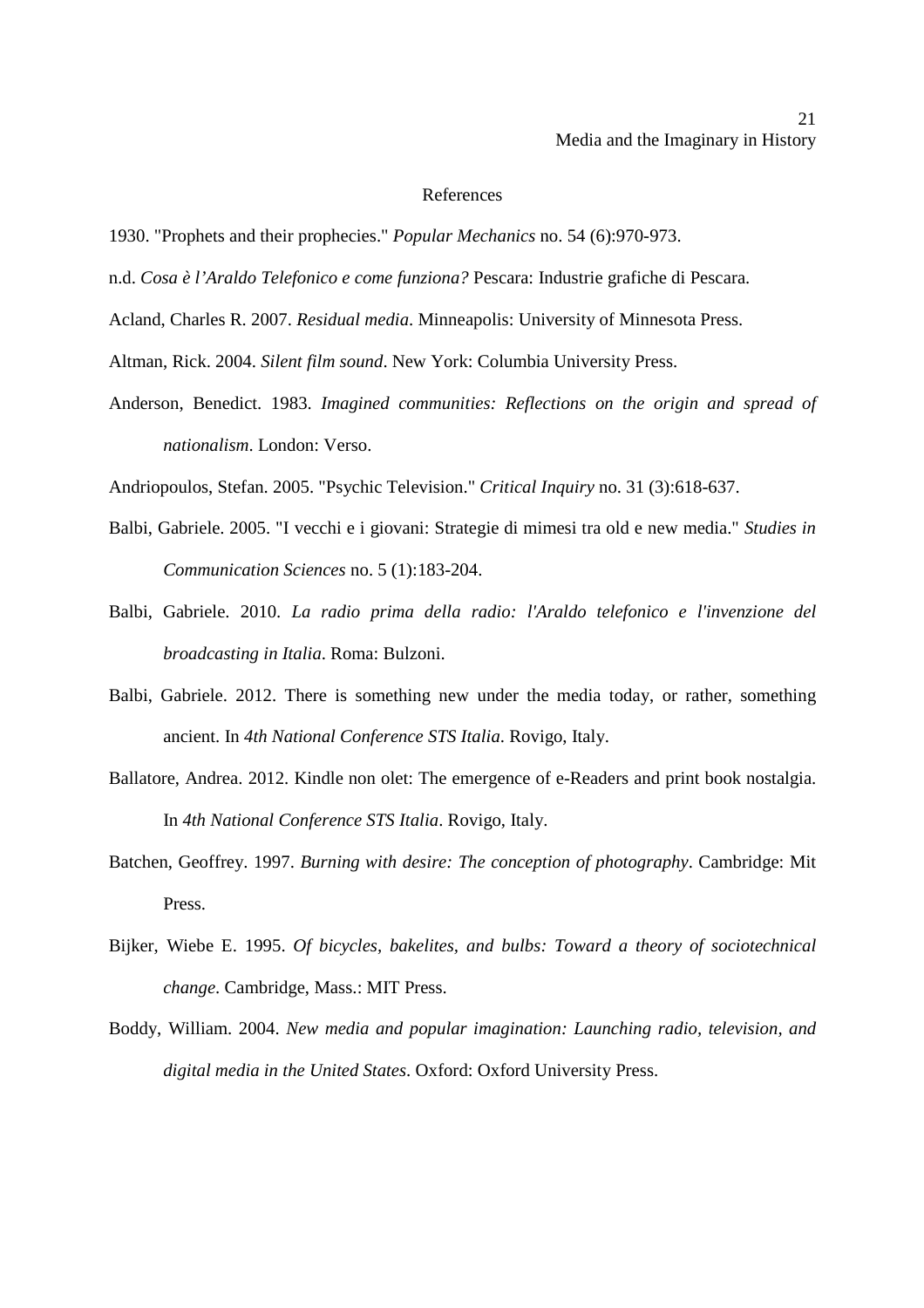## References

1930. "Prophets and their prophecies." *Popular Mechanics* no. 54 (6):970-973.

n.d. *Cosa è l'Araldo Telefonico e come funziona?* Pescara: Industrie grafiche di Pescara.

Acland, Charles R. 2007. *Residual media*. Minneapolis: University of Minnesota Press.

Altman, Rick. 2004. *Silent film sound*. New York: Columbia University Press.

Anderson, Benedict. 1983. *Imagined communities: Reflections on the origin and spread of nationalism*. London: Verso.

Andriopoulos, Stefan. 2005. "Psychic Television." *Critical Inquiry* no. 31 (3):618-637.

Balbi, Gabriele. 2005. "I vecchi e i giovani: Strategie di mimesi tra old e new media." *Studies in Communication Sciences* no. 5 (1):183-204.

Balbi, Gabriele. 2010. *La radio prima della radio: l'Araldo telefonico e l'invenzione del broadcasting in Italia*. Roma: Bulzoni.

Balbi, Gabriele. 2012. There is something new under the media today, or rather, something ancient. In *4th National Conference STS Italia*. Rovigo, Italy.

Ballatore, Andrea. 2012. Kindle non olet: The emergence of e-Readers and print book nostalgia. In *4th National Conference STS Italia*. Rovigo, Italy.

Batchen, Geoffrey. 1997. *Burning with desire: The conception of photography*. Cambridge: Mit Press.

Bijker, Wiebe E. 1995. *Of bicycles, bakelites, and bulbs: Toward a theory of sociotechnical change*. Cambridge, Mass.: MIT Press.

Boddy, William. 2004. *New media and popular imagination: Launching radio, television, and digital media in the United States*. Oxford: Oxford University Press.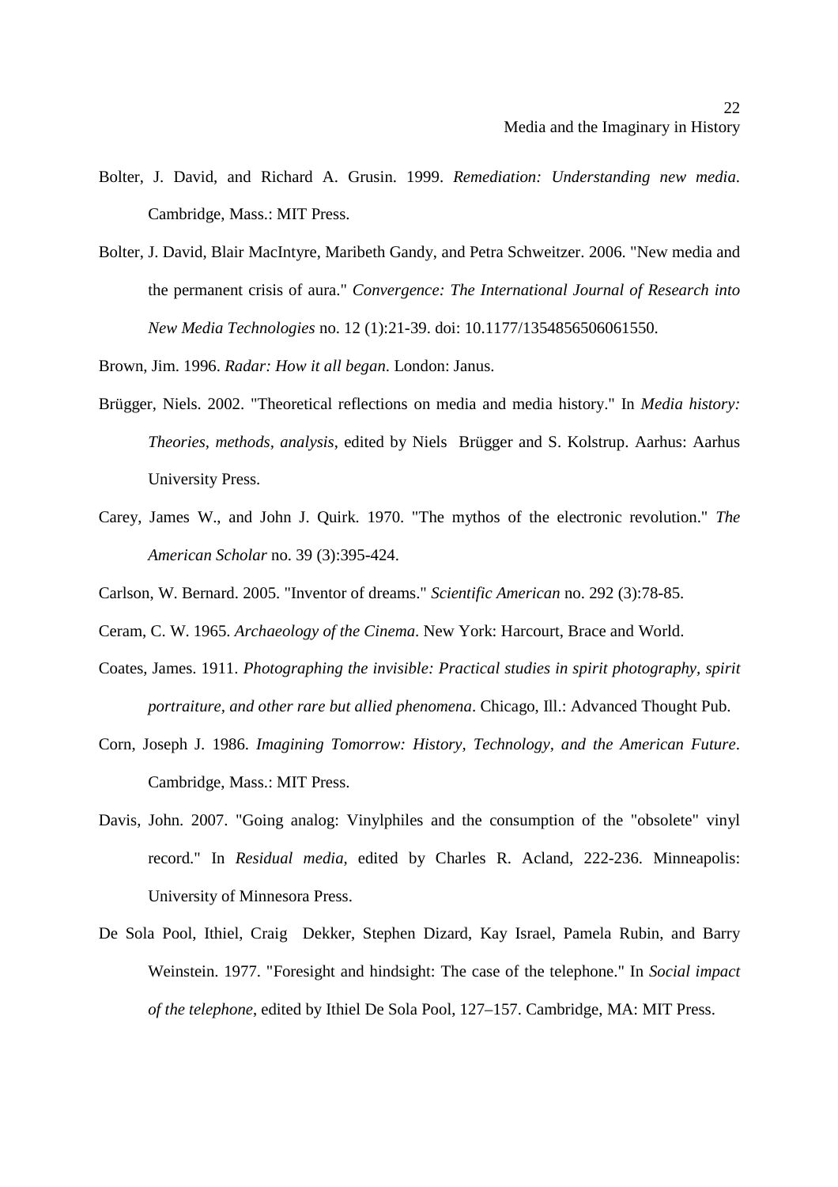Bolter, J. David, and Richard A. Grusin. 1999. *Remediation: Understanding new media*. Cambridge, Mass.: MIT Press.

Bolter, J. David, Blair MacIntyre, Maribeth Gandy, and Petra Schweitzer. 2006. "New media and the permanent crisis of aura." *Convergence: The International Journal of Research into New Media Technologies* no. 12 (1):21-39. doi: 10.1177/1354856506061550.

Brown, Jim. 1996. *Radar: How it all began*. London: Janus.

Brügger, Niels. 2002. "Theoretical reflections on media and media history." In *Media history: Theories, methods, analysis*, edited by Niels Brügger and S. Kolstrup. Aarhus: Aarhus University Press.

Carey, James W., and John J. Quirk. 1970. "The mythos of the electronic revolution." *The American Scholar* no. 39 (3):395-424.

Carlson, W. Bernard. 2005. "Inventor of dreams." *Scientific American* no. 292 (3):78-85.

Ceram, C. W. 1965. *Archaeology of the Cinema*. New York: Harcourt, Brace and World.

Coates, James. 1911. *Photographing the invisible: Practical studies in spirit photography, spirit portraiture, and other rare but allied phenomena*. Chicago, Ill.: Advanced Thought Pub.

Corn, Joseph J. 1986. *Imagining Tomorrow: History, Technology, and the American Future*. Cambridge, Mass.: MIT Press.

Davis, John. 2007. "Going analog: Vinylphiles and the consumption of the "obsolete" vinyl record." In *Residual media*, edited by Charles R. Acland, 222-236. Minneapolis: University of Minnesora Press.

De Sola Pool, Ithiel, Craig Dekker, Stephen Dizard, Kay Israel, Pamela Rubin, and Barry Weinstein. 1977. "Foresight and hindsight: The case of the telephone." In *Social impact of the telephone*, edited by Ithiel De Sola Pool, 127–157. Cambridge, MA: MIT Press.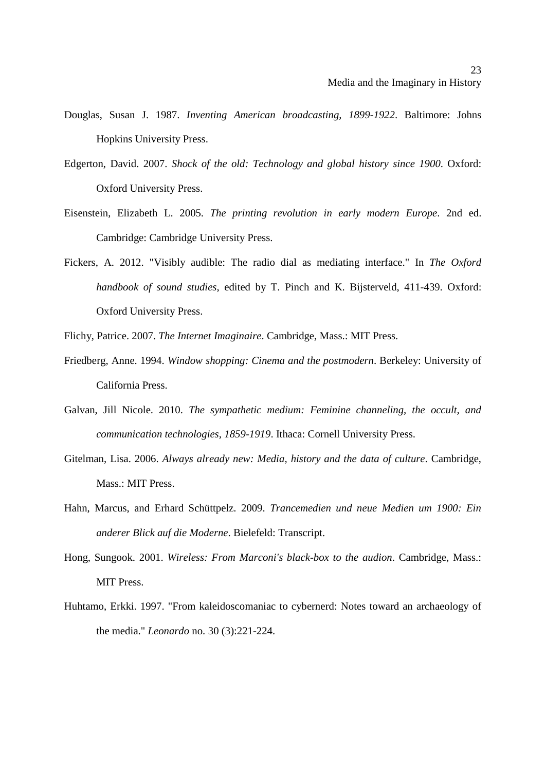Douglas, Susan J. 1987. *Inventing American broadcasting, 1899-1922*. Baltimore: Johns Hopkins University Press.

Edgerton, David. 2007. *Shock of the old: Technology and global history since 1900*. Oxford: Oxford University Press.

Eisenstein, Elizabeth L. 2005. *The printing revolution in early modern Europe*. 2nd ed. Cambridge: Cambridge University Press.

Fickers, A. 2012. "Visibly audible: The radio dial as mediating interface." In *The Oxford handbook of sound studies*, edited by T. Pinch and K. Bijsterveld, 411-439. Oxford: Oxford University Press.

Flichy, Patrice. 2007. *The Internet Imaginaire*. Cambridge, Mass.: MIT Press.

Friedberg, Anne. 1994. *Window shopping: Cinema and the postmodern*. Berkeley: University of California Press.

Galvan, Jill Nicole. 2010. *The sympathetic medium: Feminine channeling, the occult, and communication technologies, 1859-1919*. Ithaca: Cornell University Press.

Gitelman, Lisa. 2006. *Always already new: Media, history and the data of culture*. Cambridge, Mass.: MIT Press.

Hahn, Marcus, and Erhard Schüttpelz. 2009. *Trancemedien und neue Medien um 1900: Ein anderer Blick auf die Moderne*. Bielefeld: Transcript.

Hong, Sungook. 2001. *Wireless: From Marconi's black-box to the audion*. Cambridge, Mass.: MIT Press.

Huhtamo, Erkki. 1997. "From kaleidoscomaniac to cybernerd: Notes toward an archaeology of the media." *Leonardo* no. 30 (3):221-224.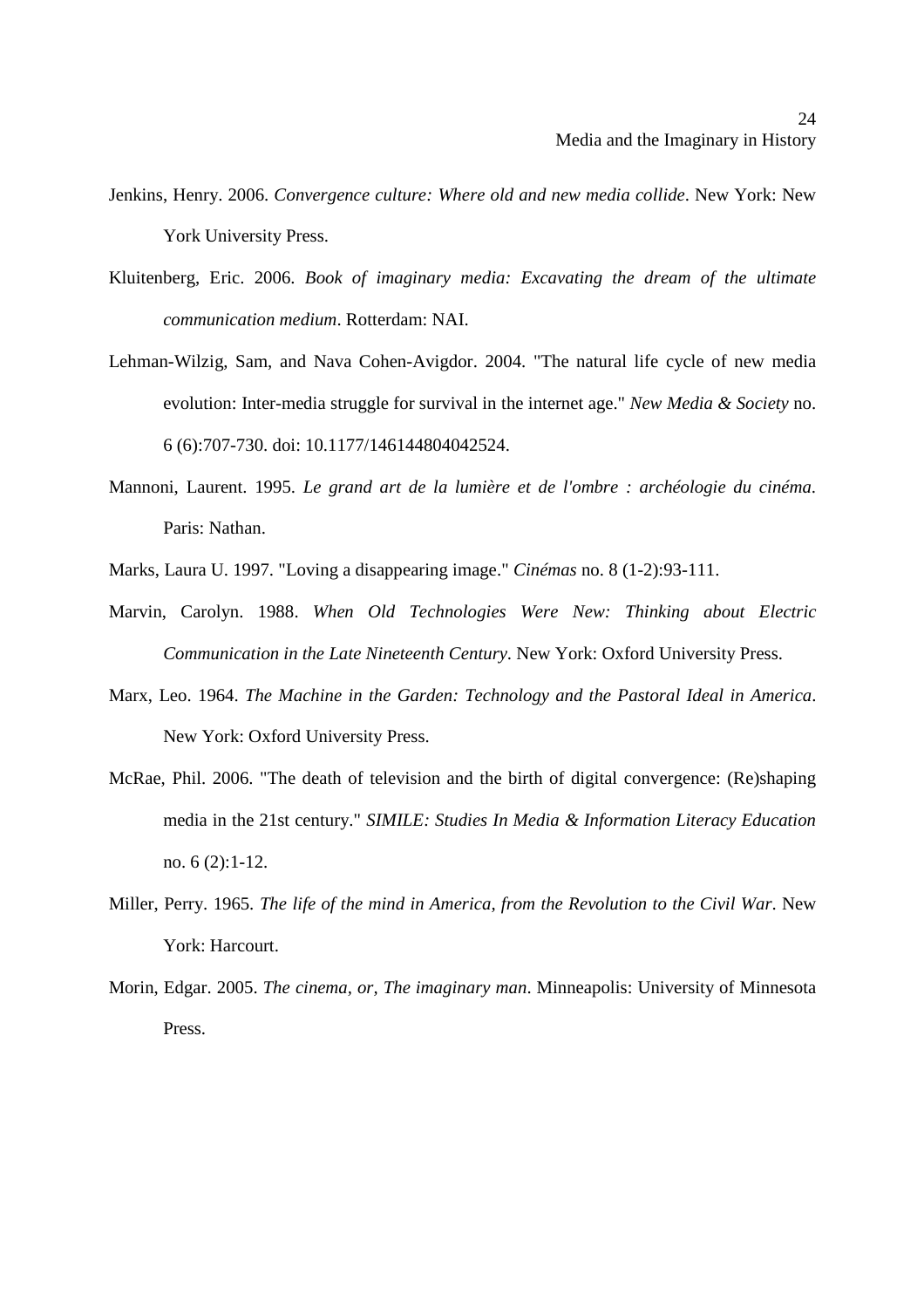Jenkins, Henry. 2006. *Convergence culture: Where old and new media collide*. New York: New York University Press.

Kluitenberg, Eric. 2006. *Book of imaginary media: Excavating the dream of the ultimate communication medium*. Rotterdam: NAI.

Lehman-Wilzig, Sam, and Nava Cohen-Avigdor. 2004. "The natural life cycle of new media evolution: Inter-media struggle for survival in the internet age." *New Media & Society* no. 6 (6):707-730. doi: 10.1177/146144804042524.

Mannoni, Laurent. 1995. *Le grand art de la lumière et de l'ombre : archéologie du cinéma*. Paris: Nathan.

Marks, Laura U. 1997. "Loving a disappearing image." *Cinémas* no. 8 (1-2):93-111.

Marvin, Carolyn. 1988. *When Old Technologies Were New: Thinking about Electric Communication in the Late Nineteenth Century*. New York: Oxford University Press.

Marx, Leo. 1964. *The Machine in the Garden: Technology and the Pastoral Ideal in America*. New York: Oxford University Press.

McRae, Phil. 2006. "The death of television and the birth of digital convergence: (Re)shaping media in the 21st century." *SIMILE: Studies In Media & Information Literacy Education* no. 6 (2):1-12.

Miller, Perry. 1965. *The life of the mind in America, from the Revolution to the Civil War*. New York: Harcourt.

Morin, Edgar. 2005. *The cinema, or, The imaginary man*. Minneapolis: University of Minnesota Press.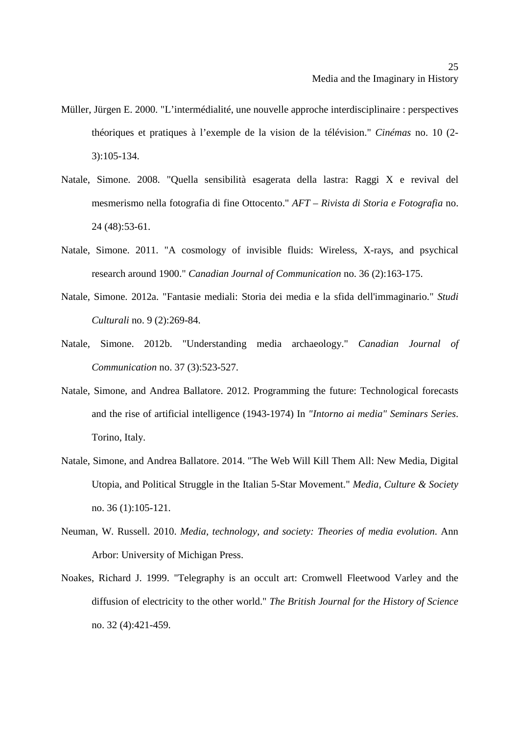Müller, Jürgen E. 2000. "L'intermédialité, une nouvelle approche interdisciplinaire : perspectives théoriques et pratiques à l'exemple de la vision de la télévision." *Cinémas* no. 10 (2-3):105-134.

Natale, Simone. 2008. "Quella sensibilità esagerata della lastra: Raggi X e revival del mesmerismo nella fotografia di fine Ottocento." *AFT – Rivista di Storia e Fotografia* no. 24 (48):53-61.

Natale, Simone. 2011. "A cosmology of invisible fluids: Wireless, X-rays, and psychical research around 1900." *Canadian Journal of Communication* no. 36 (2):163-175.

Natale, Simone. 2012a. "Fantasie mediali: Storia dei media e la sfida dell'immaginario." *Studi Culturali* no. 9 (2):269-84.

Natale, Simone. 2012b. "Understanding media archaeology." *Canadian Journal of Communication* no. 37 (3):523-527.

Natale, Simone, and Andrea Ballatore. 2012. Programming the future: Technological forecasts and the rise of artificial intelligence (1943-1974) In *"Intorno ai media" Seminars Series*. Torino, Italy.

Natale, Simone, and Andrea Ballatore. 2014. "The Web Will Kill Them All: New Media, Digital Utopia, and Political Struggle in the Italian 5-Star Movement." *Media, Culture & Society* no. 36 (1):105-121.

Neuman, W. Russell. 2010. *Media, technology, and society: Theories of media evolution*. Ann Arbor: University of Michigan Press.

Noakes, Richard J. 1999. "Telegraphy is an occult art: Cromwell Fleetwood Varley and the diffusion of electricity to the other world." *The British Journal for the History of Science* no. 32 (4):421-459.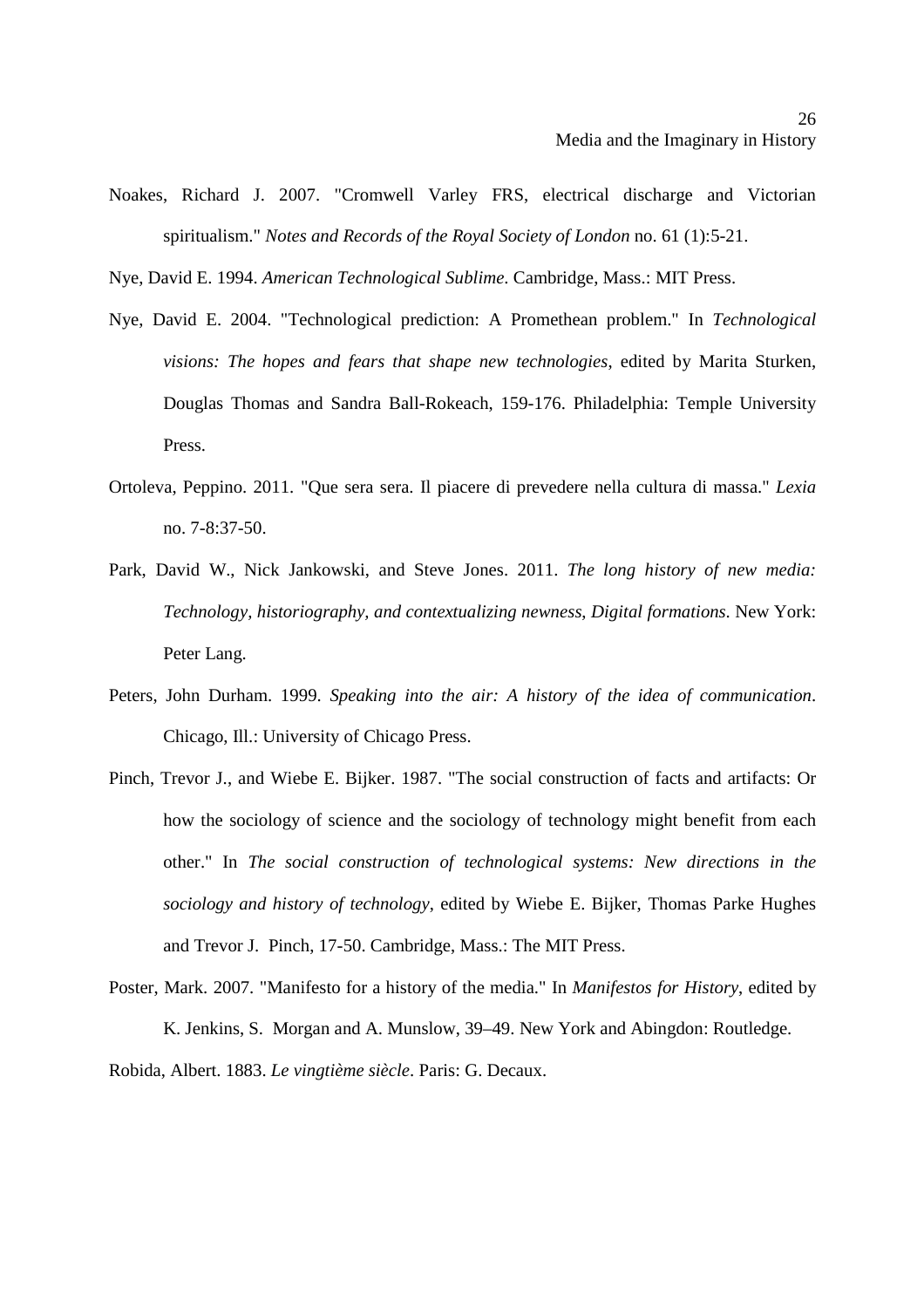Noakes, Richard J. 2007. "Cromwell Varley FRS, electrical discharge and Victorian spiritualism." *Notes and Records of the Royal Society of London* no. 61 (1):5-21.

Nye, David E. 1994. *American Technological Sublime*. Cambridge, Mass.: MIT Press.

Nye, David E. 2004. "Technological prediction: A Promethean problem." In *Technological visions: The hopes and fears that shape new technologies*, edited by Marita Sturken, Douglas Thomas and Sandra Ball-Rokeach, 159-176. Philadelphia: Temple University Press.

Ortoleva, Peppino. 2011. "Que sera sera. Il piacere di prevedere nella cultura di massa." *Lexia* no. 7-8:37-50.

Park, David W., Nick Jankowski, and Steve Jones. 2011. *The long history of new media: Technology, historiography, and contextualizing newness*, *Digital formations*. New York: Peter Lang.

Peters, John Durham. 1999. *Speaking into the air: A history of the idea of communication*. Chicago, Ill.: University of Chicago Press.

Pinch, Trevor J., and Wiebe E. Bijker. 1987. "The social construction of facts and artifacts: Or how the sociology of science and the sociology of technology might benefit from each other." In *The social construction of technological systems: New directions in the sociology and history of technology*, edited by Wiebe E. Bijker, Thomas Parke Hughes and Trevor J. Pinch, 17-50. Cambridge, Mass.: The MIT Press.

Poster, Mark. 2007. "Manifesto for a history of the media." In *Manifestos for History*, edited by K. Jenkins, S. Morgan and A. Munslow, 39–49. New York and Abingdon: Routledge.

Robida, Albert. 1883. *Le vingtième siècle*. Paris: G. Decaux.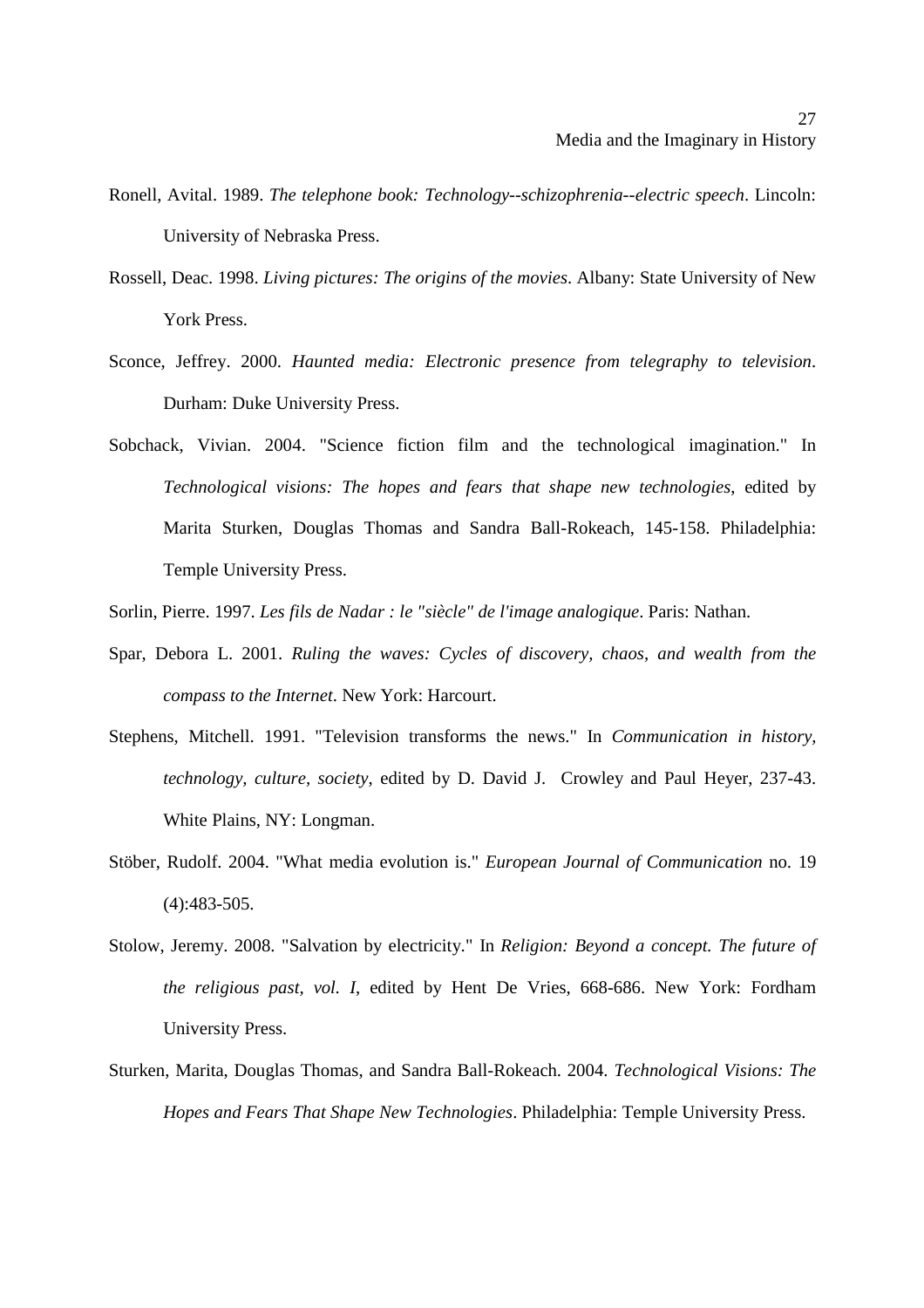Ronell, Avital. 1989. *The telephone book: Technology--schizophrenia--electric speech*. Lincoln: University of Nebraska Press.

Rossell, Deac. 1998. *Living pictures: The origins of the movies*. Albany: State University of New York Press.

Sconce, Jeffrey. 2000. *Haunted media: Electronic presence from telegraphy to television*. Durham: Duke University Press.

Sobchack, Vivian. 2004. "Science fiction film and the technological imagination." In *Technological visions: The hopes and fears that shape new technologies*, edited by Marita Sturken, Douglas Thomas and Sandra Ball-Rokeach, 145-158. Philadelphia: Temple University Press.

Sorlin, Pierre. 1997. *Les fils de Nadar : le "siècle" de l'image analogique*. Paris: Nathan.

Spar, Debora L. 2001. *Ruling the waves: Cycles of discovery, chaos, and wealth from the compass to the Internet*. New York: Harcourt.

Stephens, Mitchell. 1991. "Television transforms the news." In *Communication in history, technology, culture, society*, edited by D. David J. Crowley and Paul Heyer, 237-43. White Plains, NY: Longman.

Stöber, Rudolf. 2004. "What media evolution is." *European Journal of Communication* no. 19 (4):483-505.

Stolow, Jeremy. 2008. "Salvation by electricity." In *Religion: Beyond a concept. The future of the religious past, vol. I*, edited by Hent De Vries, 668-686. New York: Fordham University Press.

Sturken, Marita, Douglas Thomas, and Sandra Ball-Rokeach. 2004. *Technological Visions: The Hopes and Fears That Shape New Technologies*. Philadelphia: Temple University Press.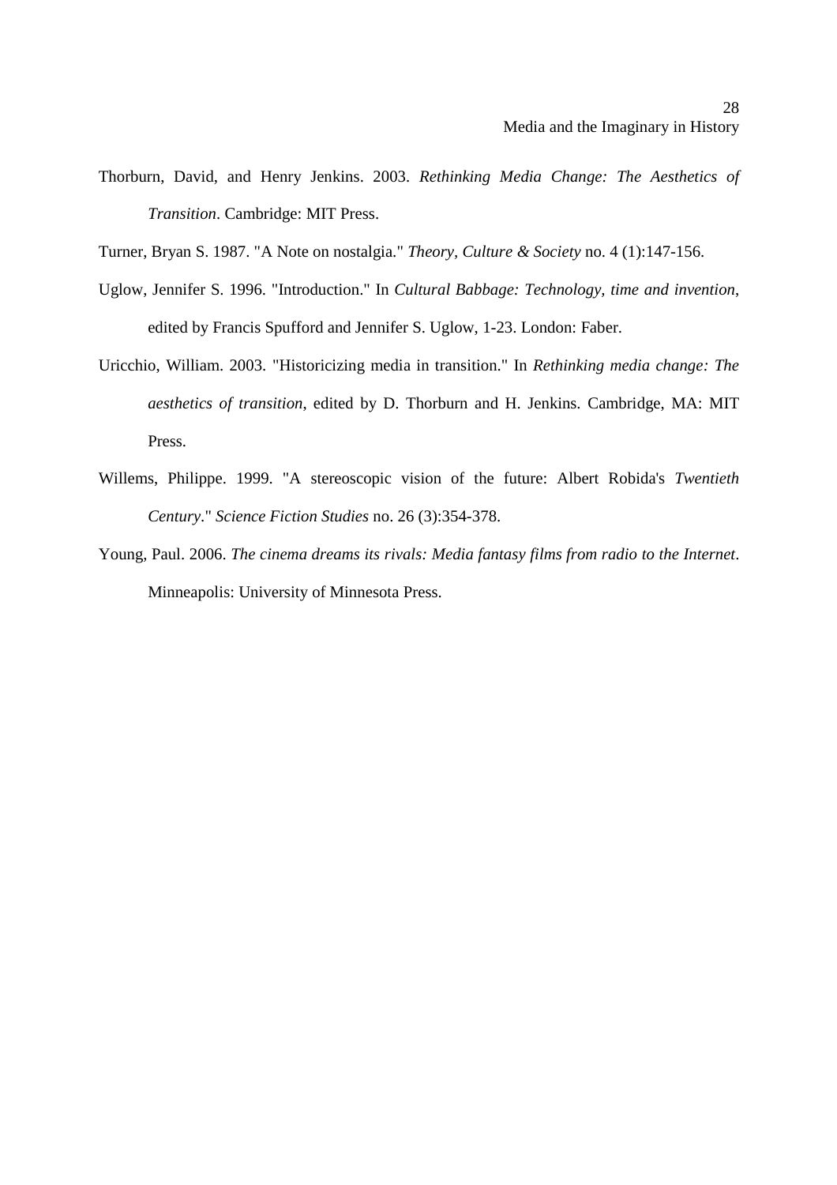Thorburn, David, and Henry Jenkins. 2003. *Rethinking Media Change: The Aesthetics of Transition*. Cambridge: MIT Press.

Turner, Bryan S. 1987. "A Note on nostalgia." *Theory, Culture & Society* no. 4 (1):147-156.

Uglow, Jennifer S. 1996. "Introduction." In *Cultural Babbage: Technology, time and invention*, edited by Francis Spufford and Jennifer S. Uglow, 1-23. London: Faber.

Uricchio, William. 2003. "Historicizing media in transition." In *Rethinking media change: The aesthetics of transition*, edited by D. Thorburn and H. Jenkins. Cambridge, MA: MIT Press.

Willems, Philippe. 1999. "A stereoscopic vision of the future: Albert Robida's *Twentieth Century*." *Science Fiction Studies* no. 26 (3):354-378.

Young, Paul. 2006. *The cinema dreams its rivals: Media fantasy films from radio to the Internet*. Minneapolis: University of Minnesota Press.